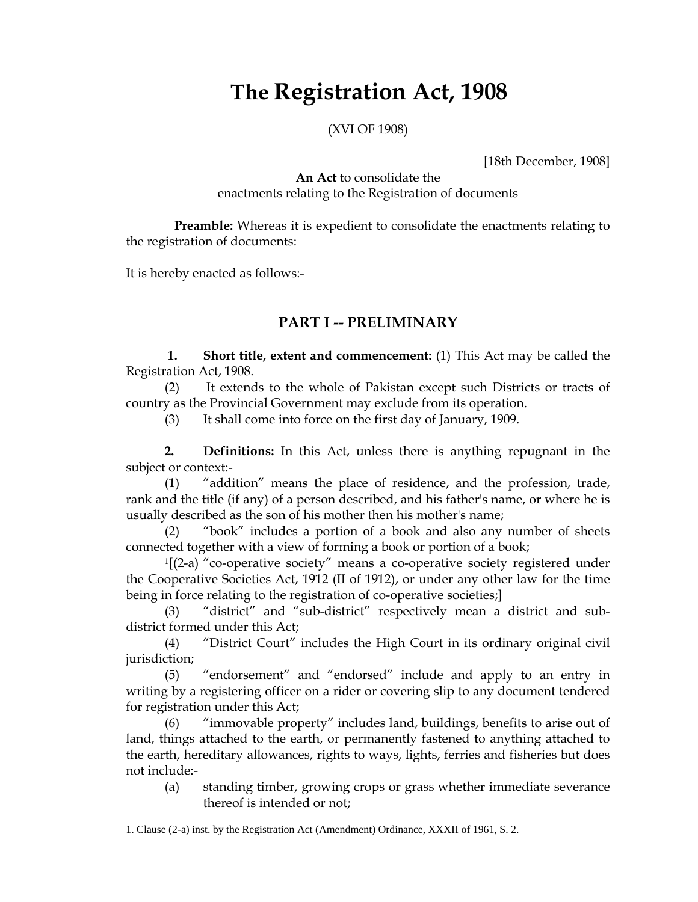# The Registration Act, 1908

(XVI OF 1908)

[18th December, 1908]

**An Act** to consolidate the enactments relating to the Registration of documents

**Preamble:** Whereas it is expedient to consolidate the enactments relating to the registration of documents:

It is hereby enacted as follows:-

## PART I -- PRELIMINARY

**1. Short title, extent and commencement:** (1) This Act may be called the Registration Act, 1908.

(2) It extends to the whole of Pakistan except such Districts or tracts of country as the Provincial Government may exclude from its operation.

(3) It shall come into force on the first day of January, 1909.

**2. Definitions:** In this Act, unless there is anything repugnant in the subject or context:-

(1) "addition" means the place of residence, and the profession, trade, rank and the title (if any) of a person described, and his father's name, or where he is usually described as the son of his mother then his mother's name;

(2) "book" includes a portion of a book and also any number of sheets connected together with a view of forming a book or portion of a book;

[1][(2-a) "co-operative society" means a co-operative society registered under the Cooperative Societies Act, 1912 (II of 1912), or under any other law for the time being in force relating to the registration of co-operative societies;]

(3) "district" and "sub-district" respectively mean a district and sub-district formed under this Act;

(4) "District Court" includes the High Court in its ordinary original civil jurisdiction;

(5) "endorsement" and "endorsed" include and apply to an entry in writing by a registering officer on a rider or covering slip to any document tendered for registration under this Act;

(6) "immovable property" includes land, buildings, benefits to arise out of land, things attached to the earth, or permanently fastened to anything attached to the earth, hereditary allowances, rights to ways, lights, ferries and fisheries but does not include:-

(a) standing timber, growing crops or grass whether immediate severance thereof is intended or not;

1. Clause (2-a) inst. by the Registration Act (Amendment) Ordinance, XXXII of 1961, S. 2.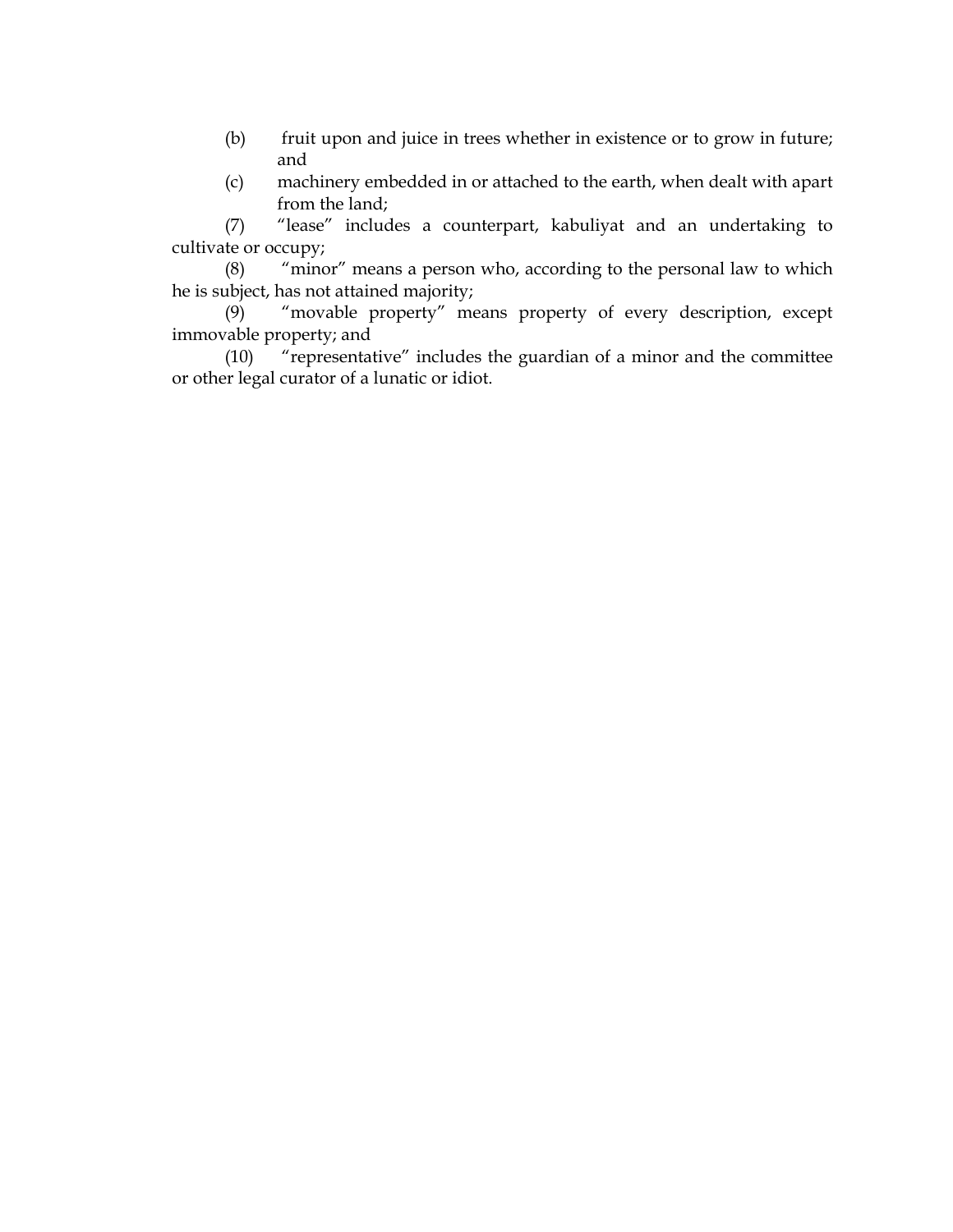(b) fruit upon and juice in trees whether in existence or to grow in future; and

(c) machinery embedded in or attached to the earth, when dealt with apart from the land;

(7) "lease" includes a counterpart, kabuliyat and an undertaking to cultivate or occupy;

(8) "minor" means a person who, according to the personal law to which he is subject, has not attained majority;

(9) "movable property" means property of every description, except immovable property; and

(10) "representative" includes the guardian of a minor and the committee or other legal curator of a lunatic or idiot.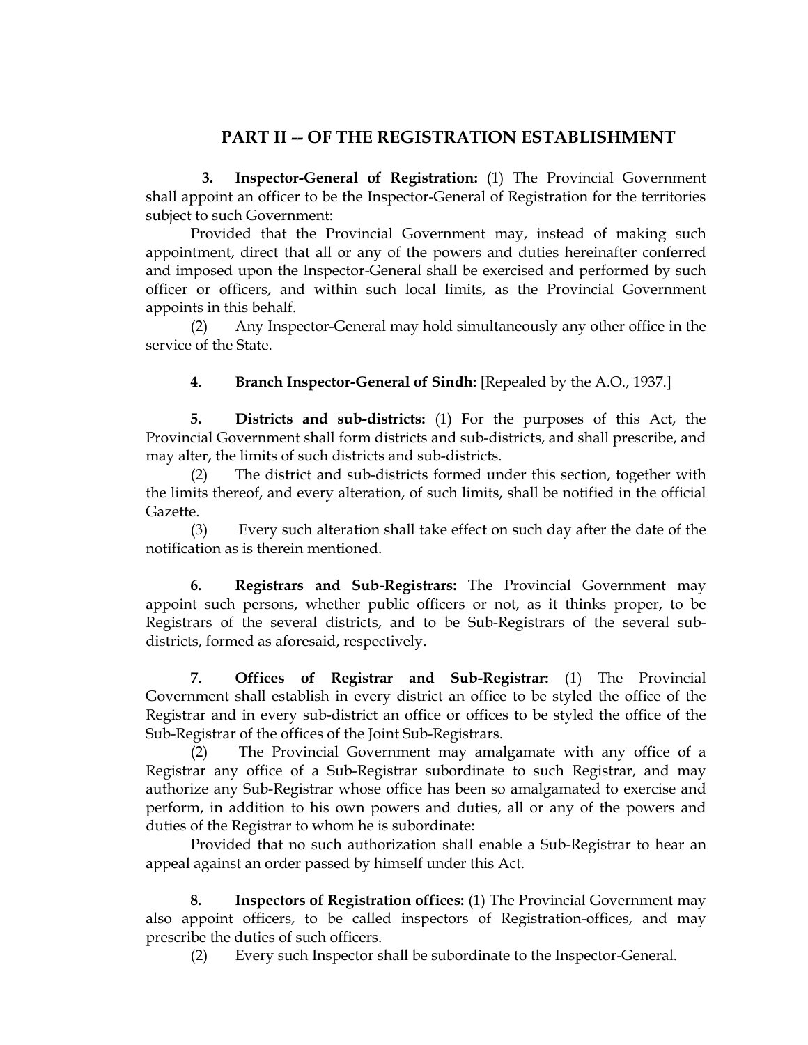## PART II -- OF THE REGISTRATION ESTABLISHMENT

**3. Inspector-General of Registration:** (1) The Provincial Government shall appoint an officer to be the Inspector-General of Registration for the territories subject to such Government:

Provided that the Provincial Government may, instead of making such appointment, direct that all or any of the powers and duties hereinafter conferred and imposed upon the Inspector-General shall be exercised and performed by such officer or officers, and within such local limits, as the Provincial Government appoints in this behalf.

(2) Any Inspector-General may hold simultaneously any other office in the service of the State.

**4. Branch Inspector-General of Sindh:** [Repealed by the A.O., 1937.]

**5. Districts and sub-districts:** (1) For the purposes of this Act, the Provincial Government shall form districts and sub-districts, and shall prescribe, and may alter, the limits of such districts and sub-districts.

(2) The district and sub-districts formed under this section, together with the limits thereof, and every alteration, of such limits, shall be notified in the official Gazette.

(3) Every such alteration shall take effect on such day after the date of the notification as is therein mentioned.

**6. Registrars and Sub-Registrars:** The Provincial Government may appoint such persons, whether public officers or not, as it thinks proper, to be Registrars of the several districts, and to be Sub-Registrars of the several sub-districts, formed as aforesaid, respectively.

**7. Offices of Registrar and Sub-Registrar:** (1) The Provincial Government shall establish in every district an office to be styled the office of the Registrar and in every sub-district an office or offices to be styled the office of the Sub-Registrar of the offices of the Joint Sub-Registrars.

(2) The Provincial Government may amalgamate with any office of a Registrar any office of a Sub-Registrar subordinate to such Registrar, and may authorize any Sub-Registrar whose office has been so amalgamated to exercise and perform, in addition to his own powers and duties, all or any of the powers and duties of the Registrar to whom he is subordinate:

Provided that no such authorization shall enable a Sub-Registrar to hear an appeal against an order passed by himself under this Act.

**8. Inspectors of Registration offices:** (1) The Provincial Government may also appoint officers, to be called inspectors of Registration-offices, and may prescribe the duties of such officers.

(2) Every such Inspector shall be subordinate to the Inspector-General.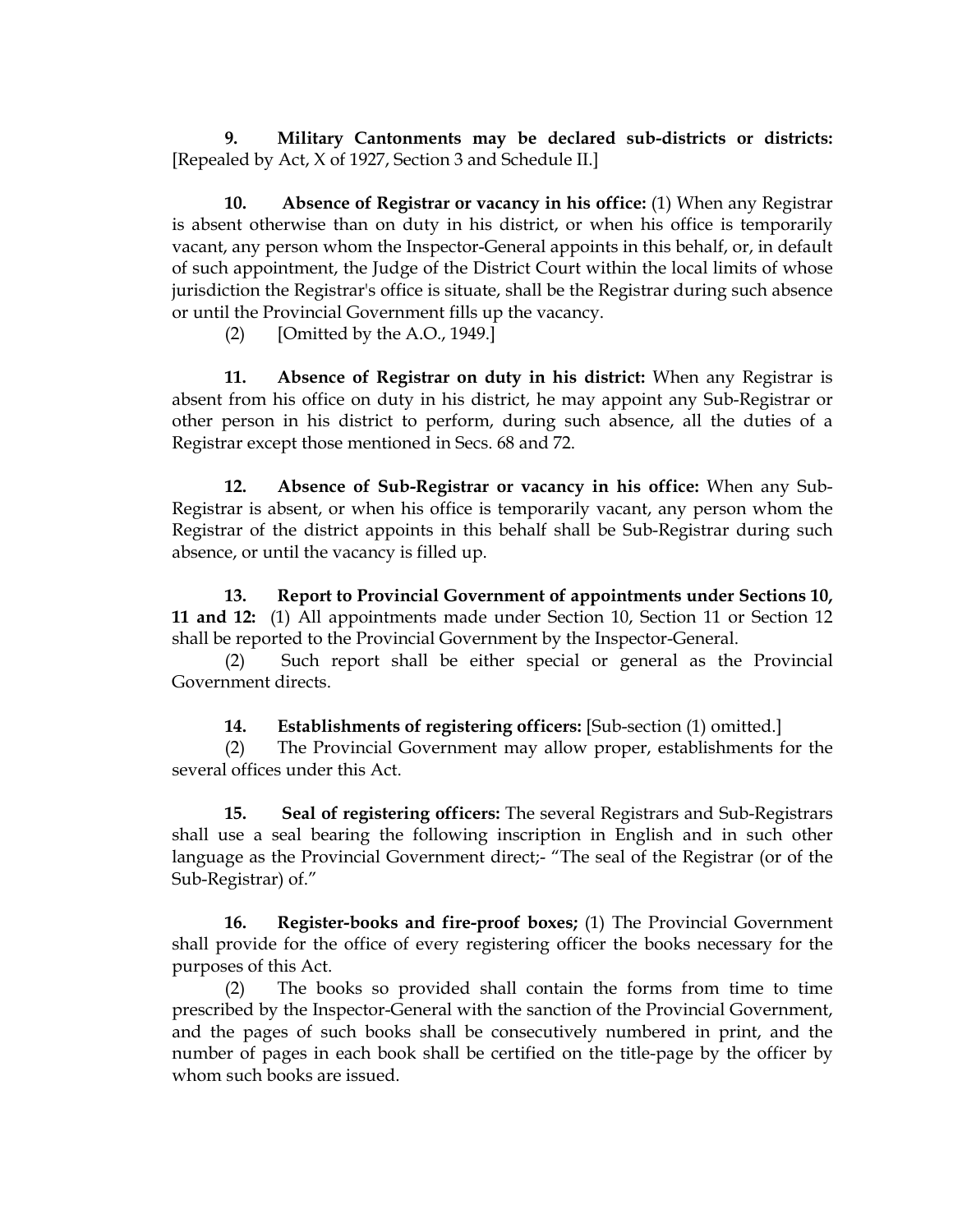**9. Military Cantonments may be declared sub-districts or districts:** [Repealed by Act, X of 1927, Section 3 and Schedule II.]

**10. Absence of Registrar or vacancy in his office:** (1) When any Registrar is absent otherwise than on duty in his district, or when his office is temporarily vacant, any person whom the Inspector-General appoints in this behalf, or, in default of such appointment, the Judge of the District Court within the local limits of whose jurisdiction the Registrar's office is situate, shall be the Registrar during such absence or until the Provincial Government fills up the vacancy.

(2) [Omitted by the A.O., 1949.]

**11. Absence of Registrar on duty in his district:** When any Registrar is absent from his office on duty in his district, he may appoint any Sub-Registrar or other person in his district to perform, during such absence, all the duties of a Registrar except those mentioned in Secs. 68 and 72.

**12. Absence of Sub-Registrar or vacancy in his office:** When any Sub-Registrar is absent, or when his office is temporarily vacant, any person whom the Registrar of the district appoints in this behalf shall be Sub-Registrar during such absence, or until the vacancy is filled up.

**13. Report to Provincial Government of appointments under Sections 10, 11 and 12:** (1) All appointments made under Section 10, Section 11 or Section 12 shall be reported to the Provincial Government by the Inspector-General.

(2) Such report shall be either special or general as the Provincial Government directs.

**14. Establishments of registering officers:** [Sub-section (1) omitted.]

(2) The Provincial Government may allow proper, establishments for the several offices under this Act.

**15. Seal of registering officers:** The several Registrars and Sub-Registrars shall use a seal bearing the following inscription in English and in such other language as the Provincial Government direct;- "The seal of the Registrar (or of the Sub-Registrar) of."

**16. Register-books and fire-proof boxes;** (1) The Provincial Government shall provide for the office of every registering officer the books necessary for the purposes of this Act.

(2) The books so provided shall contain the forms from time to time prescribed by the Inspector-General with the sanction of the Provincial Government, and the pages of such books shall be consecutively numbered in print, and the number of pages in each book shall be certified on the title-page by the officer by whom such books are issued.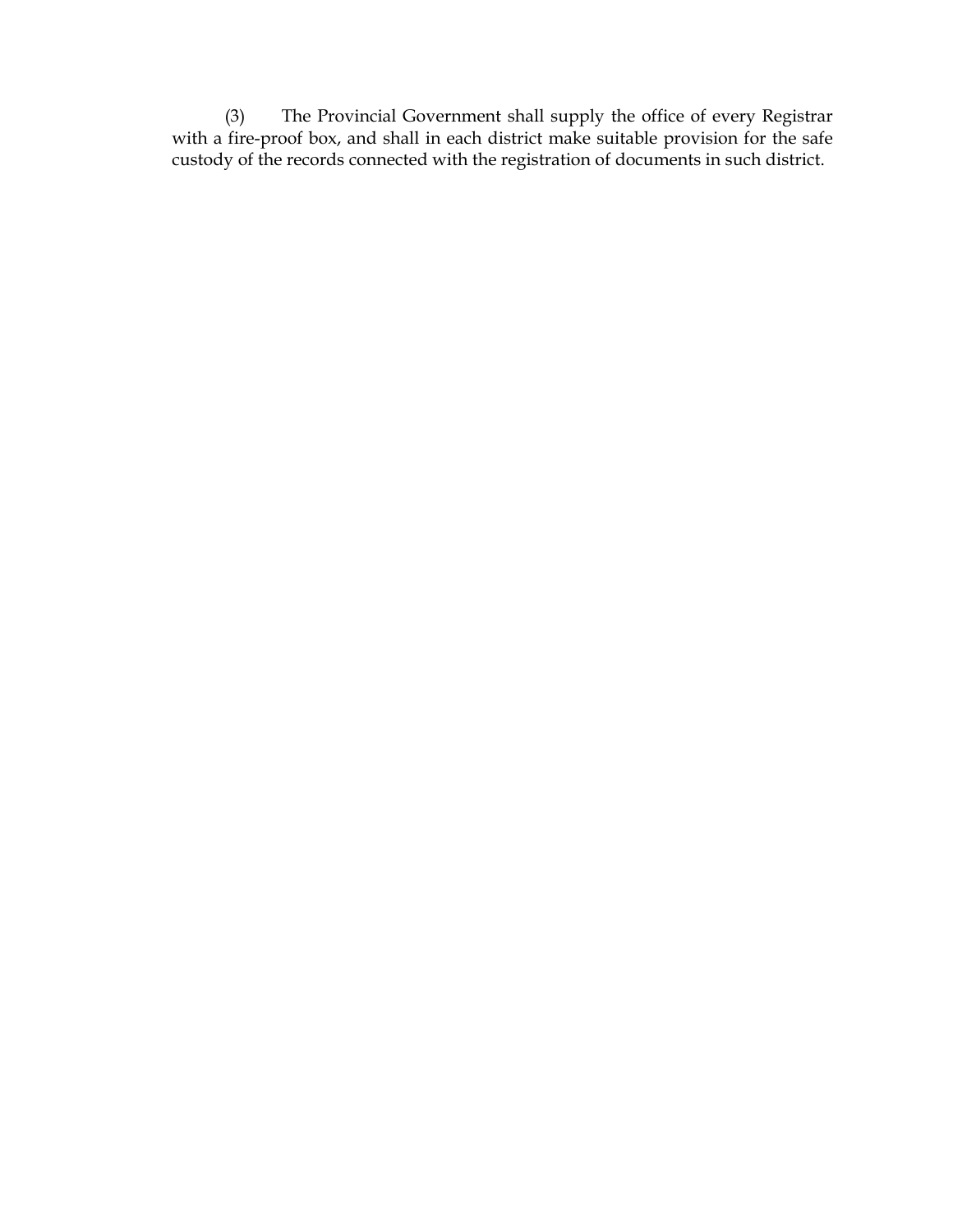(3) The Provincial Government shall supply the office of every Registrar with a fire-proof box, and shall in each district make suitable provision for the safe custody of the records connected with the registration of documents in such district.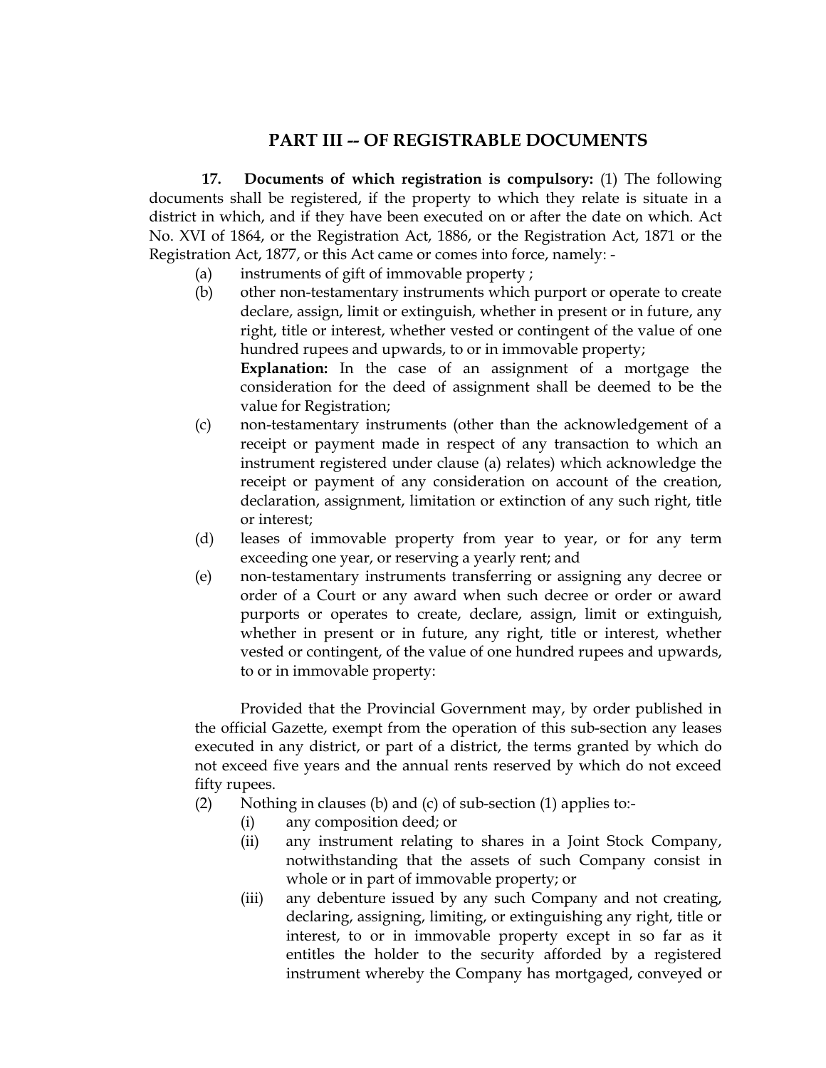## PART III -- OF REGISTRABLE DOCUMENTS

**17. Documents of which registration is compulsory:** (1) The following documents shall be registered, if the property to which they relate is situate in a district in which, and if they have been executed on or after the date on which. Act No. XVI of 1864, or the Registration Act, 1886, or the Registration Act, 1871 or the Registration Act, 1877, or this Act came or comes into force, namely: -

(a) instruments of gift of immovable property ;

(b) other non-testamentary instruments which purport or operate to create declare, assign, limit or extinguish, whether in present or in future, any right, title or interest, whether vested or contingent of the value of one hundred rupees and upwards, to or in immovable property;

**Explanation:** In the case of an assignment of a mortgage the consideration for the deed of assignment shall be deemed to be the value for Registration;

(c) non-testamentary instruments (other than the acknowledgement of a receipt or payment made in respect of any transaction to which an instrument registered under clause (a) relates) which acknowledge the receipt or payment of any consideration on account of the creation, declaration, assignment, limitation or extinction of any such right, title or interest;

(d) leases of immovable property from year to year, or for any term exceeding one year, or reserving a yearly rent; and

(e) non-testamentary instruments transferring or assigning any decree or order of a Court or any award when such decree or order or award purports or operates to create, declare, assign, limit or extinguish, whether in present or in future, any right, title or interest, whether vested or contingent, of the value of one hundred rupees and upwards, to or in immovable property:

Provided that the Provincial Government may, by order published in the official Gazette, exempt from the operation of this sub-section any leases executed in any district, or part of a district, the terms granted by which do not exceed five years and the annual rents reserved by which do not exceed fifty rupees.

(2) Nothing in clauses (b) and (c) of sub-section (1) applies to:-

(i) any composition deed; or

(ii) any instrument relating to shares in a Joint Stock Company, notwithstanding that the assets of such Company consist in whole or in part of immovable property; or

(iii) any debenture issued by any such Company and not creating, declaring, assigning, limiting, or extinguishing any right, title or interest, to or in immovable property except in so far as it entitles the holder to the security afforded by a registered instrument whereby the Company has mortgaged, conveyed or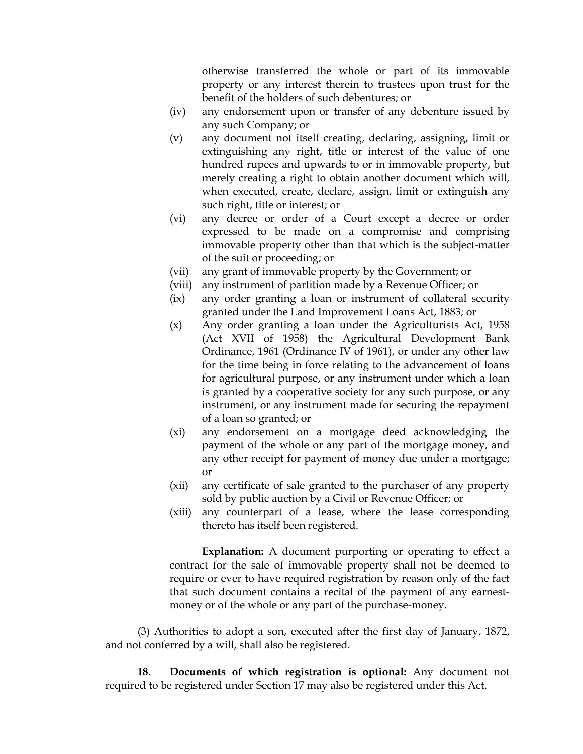otherwise transferred the whole or part of its immovable property or any interest therein to trustees upon trust for the benefit of the holders of such debentures; or

(iv) any endorsement upon or transfer of any debenture issued by any such Company; or

(v) any document not itself creating, declaring, assigning, limit or extinguishing any right, title or interest of the value of one hundred rupees and upwards to or in immovable property, but merely creating a right to obtain another document which will, when executed, create, declare, assign, limit or extinguish any such right, title or interest; or

(vi) any decree or order of a Court except a decree or order expressed to be made on a compromise and comprising immovable property other than that which is the subject-matter of the suit or proceeding; or

(vii) any grant of immovable property by the Government; or

(viii) any instrument of partition made by a Revenue Officer; or

(ix) any order granting a loan or instrument of collateral security granted under the Land Improvement Loans Act, 1883; or

(x) Any order granting a loan under the Agriculturists Act, 1958 (Act XVII of 1958) the Agricultural Development Bank Ordinance, 1961 (Ordinance IV of 1961), or under any other law for the time being in force relating to the advancement of loans for agricultural purpose, or any instrument under which a loan is granted by a cooperative society for any such purpose, or any instrument, or any instrument made for securing the repayment of a loan so granted; or

(xi) any endorsement on a mortgage deed acknowledging the payment of the whole or any part of the mortgage money, and any other receipt for payment of money due under a mortgage; or

(xii) any certificate of sale granted to the purchaser of any property sold by public auction by a Civil or Revenue Officer; or

(xiii) any counterpart of a lease, where the lease corresponding thereto has itself been registered.

**Explanation:** A document purporting or operating to effect a contract for the sale of immovable property shall not be deemed to require or ever to have required registration by reason only of the fact that such document contains a recital of the payment of any earnest-money or of the whole or any part of the purchase-money.

(3) Authorities to adopt a son, executed after the first day of January, 1872, and not conferred by a will, shall also be registered.

**18. Documents of which registration is optional:** Any document not required to be registered under Section 17 may also be registered under this Act.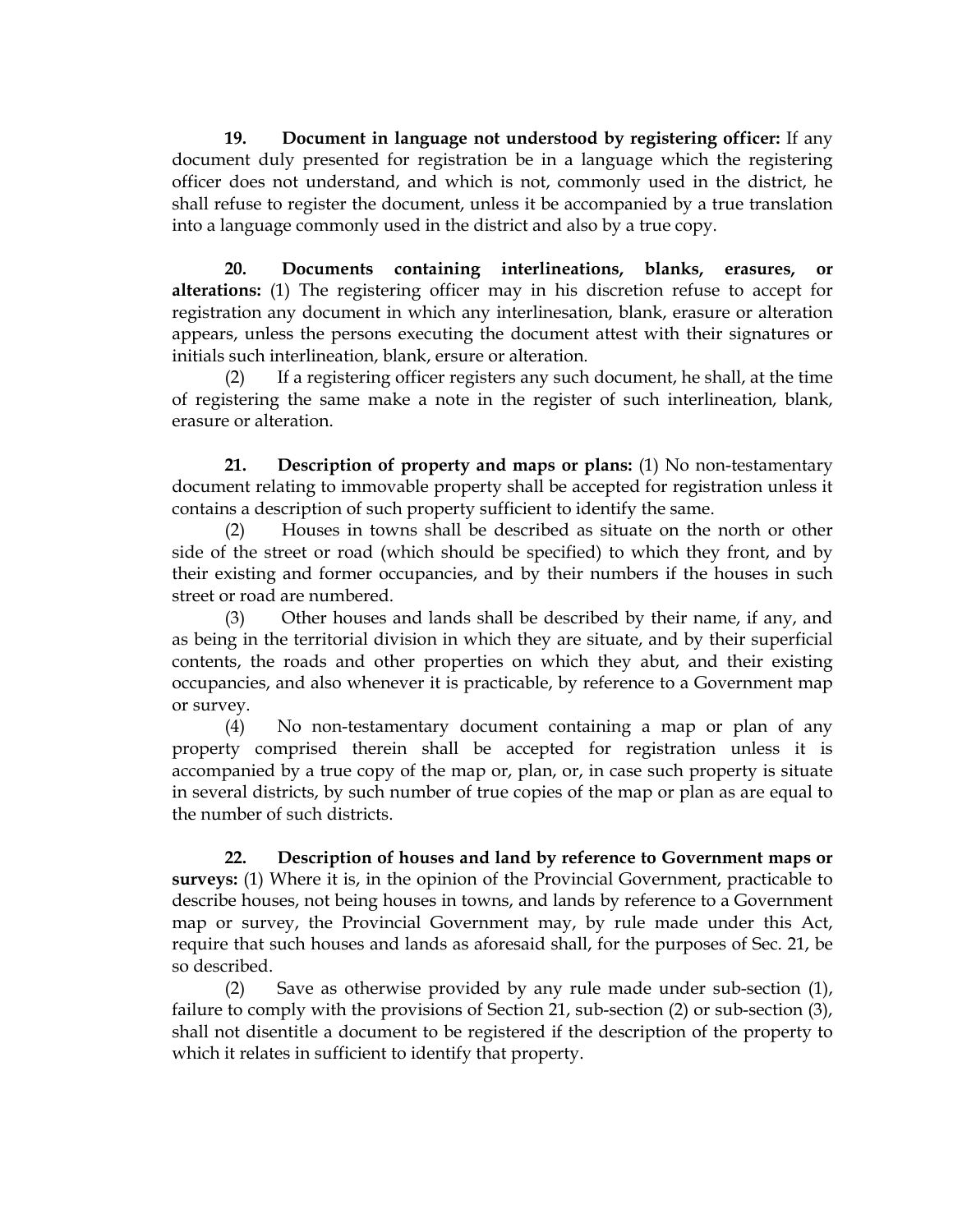**19. Document in language not understood by registering officer:** If any document duly presented for registration be in a language which the registering officer does not understand, and which is not, commonly used in the district, he shall refuse to register the document, unless it be accompanied by a true translation into a language commonly used in the district and also by a true copy.

**20. Documents containing interlineations, blanks, erasures, or alterations:** (1) The registering officer may in his discretion refuse to accept for registration any document in which any interlinesation, blank, erasure or alteration appears, unless the persons executing the document attest with their signatures or initials such interlineation, blank, ersure or alteration.

(2) If a registering officer registers any such document, he shall, at the time of registering the same make a note in the register of such interlineation, blank, erasure or alteration.

**21. Description of property and maps or plans:** (1) No non-testamentary document relating to immovable property shall be accepted for registration unless it contains a description of such property sufficient to identify the same.

(2) Houses in towns shall be described as situate on the north or other side of the street or road (which should be specified) to which they front, and by their existing and former occupancies, and by their numbers if the houses in such street or road are numbered.

(3) Other houses and lands shall be described by their name, if any, and as being in the territorial division in which they are situate, and by their superficial contents, the roads and other properties on which they abut, and their existing occupancies, and also whenever it is practicable, by reference to a Government map or survey.

(4) No non-testamentary document containing a map or plan of any property comprised therein shall be accepted for registration unless it is accompanied by a true copy of the map or, plan, or, in case such property is situate in several districts, by such number of true copies of the map or plan as are equal to the number of such districts.

**22. Description of houses and land by reference to Government maps or surveys:** (1) Where it is, in the opinion of the Provincial Government, practicable to describe houses, not being houses in towns, and lands by reference to a Government map or survey, the Provincial Government may, by rule made under this Act, require that such houses and lands as aforesaid shall, for the purposes of Sec. 21, be so described.

(2) Save as otherwise provided by any rule made under sub-section (1), failure to comply with the provisions of Section 21, sub-section (2) or sub-section (3), shall not disentitle a document to be registered if the description of the property to which it relates in sufficient to identify that property.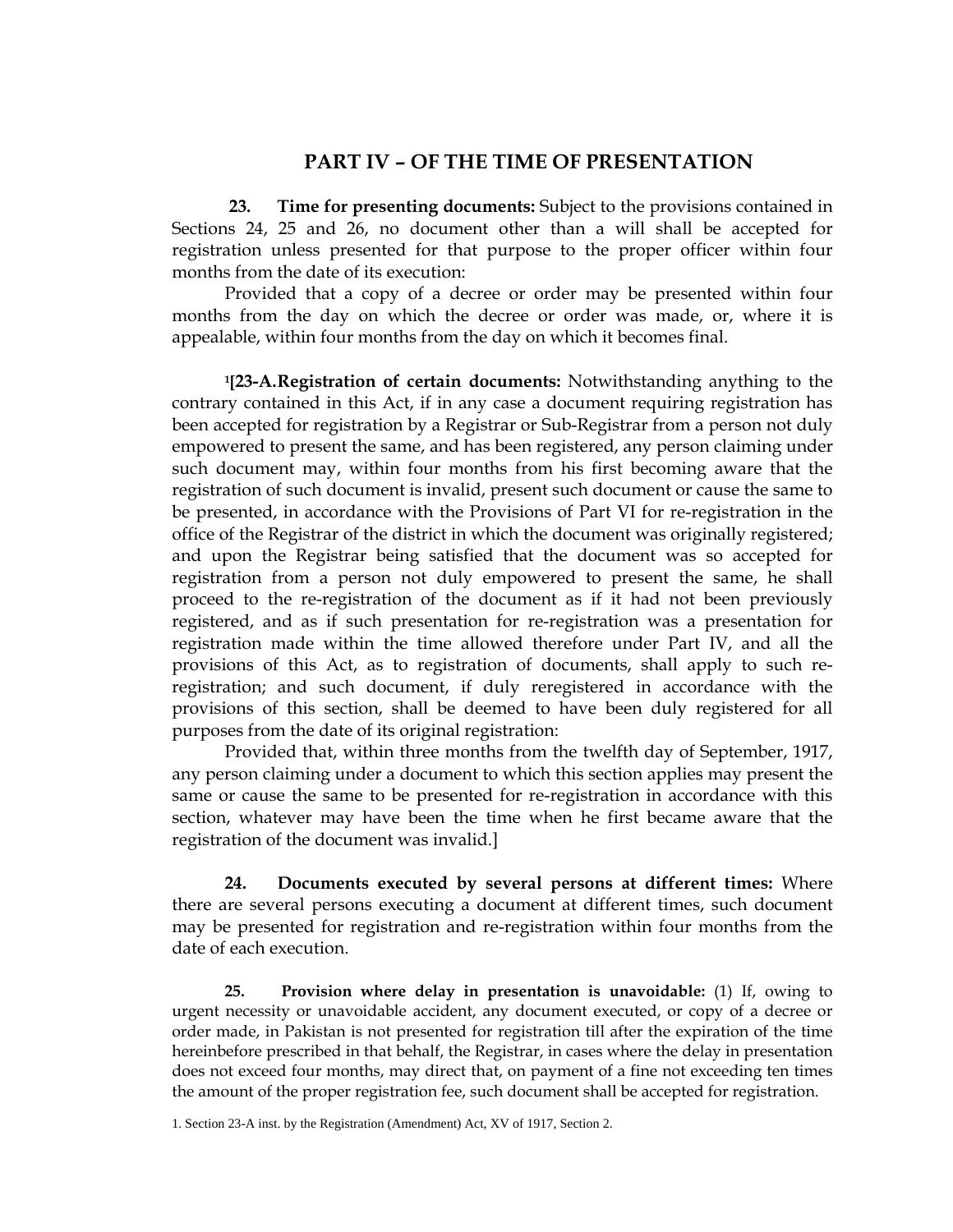## PART IV – OF THE TIME OF PRESENTATION

**23. Time for presenting documents:** Subject to the provisions contained in Sections 24, 25 and 26, no document other than a will shall be accepted for registration unless presented for that purpose to the proper officer within four months from the date of its execution:

Provided that a copy of a decree or order may be presented within four months from the day on which the decree or order was made, or, where it is appealable, within four months from the day on which it becomes final.

[1][**23-A. Registration of certain documents:** Notwithstanding anything to the contrary contained in this Act, if in any case a document requiring registration has been accepted for registration by a Registrar or Sub-Registrar from a person not duly empowered to present the same, and has been registered, any person claiming under such document may, within four months from his first becoming aware that the registration of such document is invalid, present such document or cause the same to be presented, in accordance with the Provisions of Part VI for re-registration in the office of the Registrar of the district in which the document was originally registered; and upon the Registrar being satisfied that the document was so accepted for registration from a person not duly empowered to present the same, he shall proceed to the re-registration of the document as if it had not been previously registered, and as if such presentation for re-registration was a presentation for registration made within the time allowed therefore under Part IV, and all the provisions of this Act, as to registration of documents, shall apply to such re-registration; and such document, if duly reregistered in accordance with the provisions of this section, shall be deemed to have been duly registered for all purposes from the date of its original registration:

Provided that, within three months from the twelfth day of September, 1917, any person claiming under a document to which this section applies may present the same or cause the same to be presented for re-registration in accordance with this section, whatever may have been the time when he first became aware that the registration of the document was invalid.]

**24. Documents executed by several persons at different times:** Where there are several persons executing a document at different times, such document may be presented for registration and re-registration within four months from the date of each execution.

**25. Provision where delay in presentation is unavoidable:** (1) If, owing to urgent necessity or unavoidable accident, any document executed, or copy of a decree or order made, in Pakistan is not presented for registration till after the expiration of the time hereinbefore prescribed in that behalf, the Registrar, in cases where the delay in presentation does not exceed four months, may direct that, on payment of a fine not exceeding ten times the amount of the proper registration fee, such document shall be accepted for registration.

1. Section 23-A inst. by the Registration (Amendment) Act, XV of 1917, Section 2.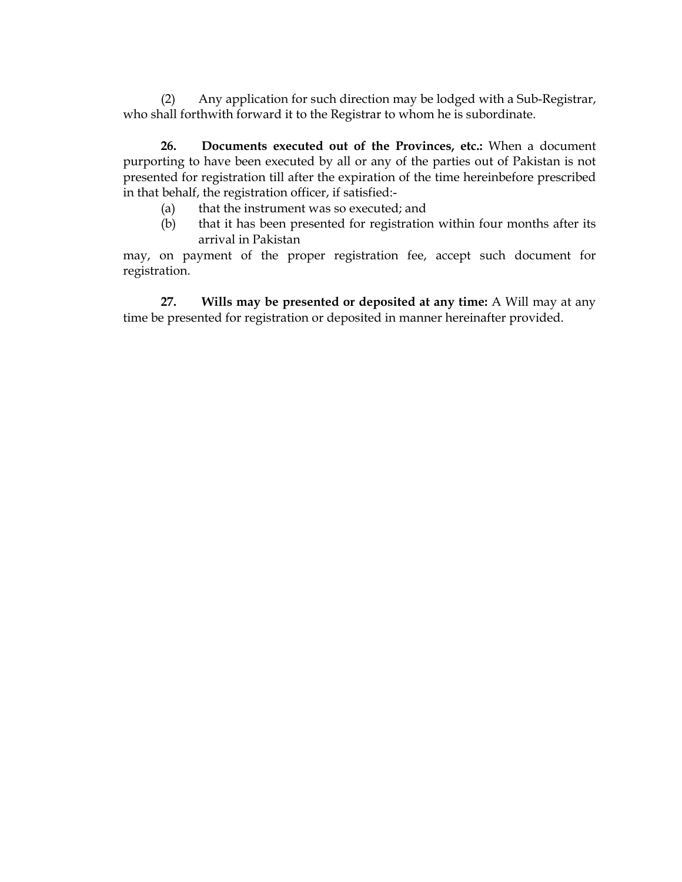(2) Any application for such direction may be lodged with a Sub-Registrar, who shall forthwith forward it to the Registrar to whom he is subordinate.

**26. Documents executed out of the Provinces, etc.:** When a document purporting to have been executed by all or any of the parties out of Pakistan is not presented for registration till after the expiration of the time hereinbefore prescribed in that behalf, the registration officer, if satisfied:-

(a) that the instrument was so executed; and

(b) that it has been presented for registration within four months after its arrival in Pakistan

may, on payment of the proper registration fee, accept such document for registration.

**27. Wills may be presented or deposited at any time:** A Will may at any time be presented for registration or deposited in manner hereinafter provided.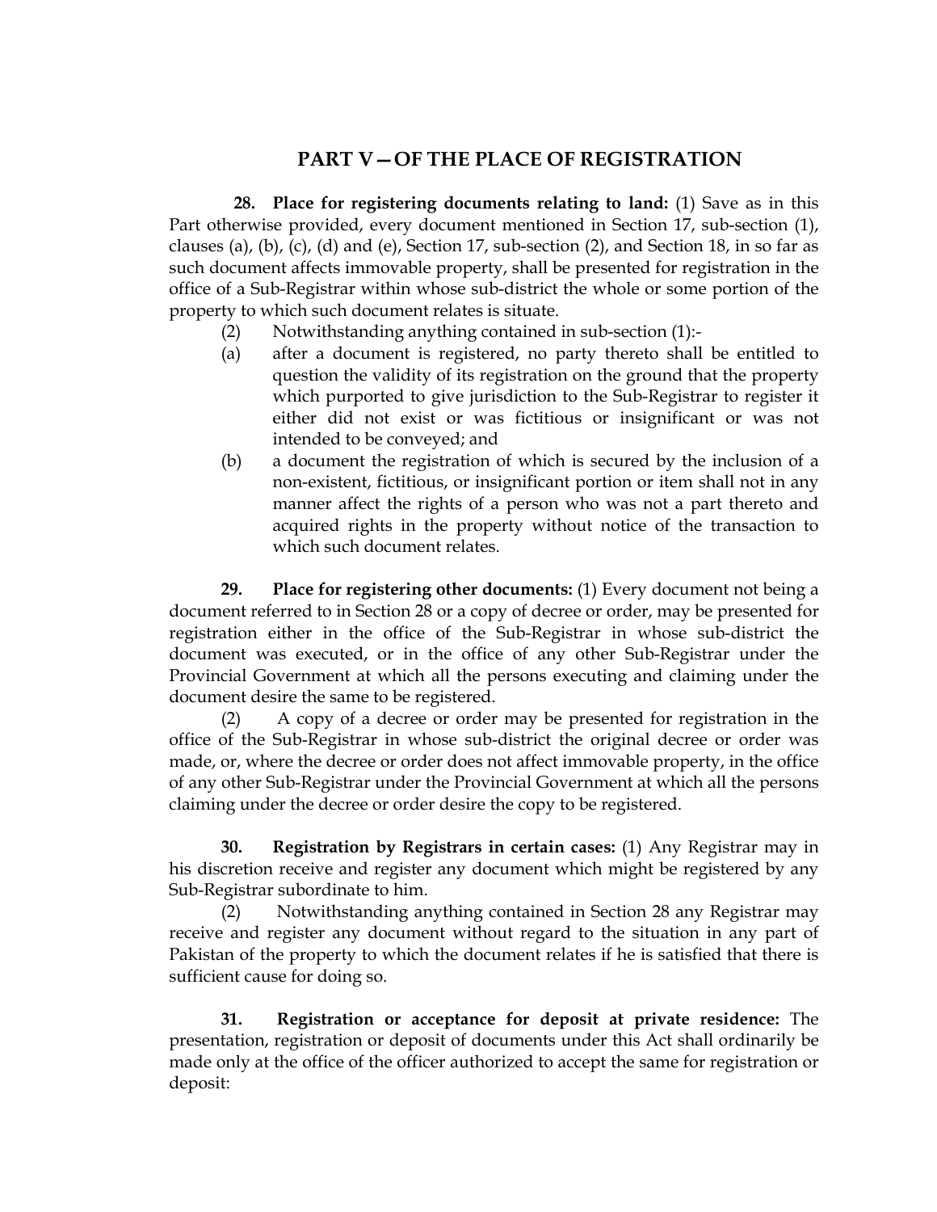## PART V—OF THE PLACE OF REGISTRATION

**28. Place for registering documents relating to land:** (1) Save as in this Part otherwise provided, every document mentioned in Section 17, sub-section (1), clauses (a), (b), (c), (d) and (e), Section 17, sub-section (2), and Section 18, in so far as such document affects immovable property, shall be presented for registration in the office of a Sub-Registrar within whose sub-district the whole or some portion of the property to which such document relates is situate.

(2) Notwithstanding anything contained in sub-section (1):-

(a) after a document is registered, no party thereto shall be entitled to question the validity of its registration on the ground that the property which purported to give jurisdiction to the Sub-Registrar to register it either did not exist or was fictitious or insignificant or was not intended to be conveyed; and

(b) a document the registration of which is secured by the inclusion of a non-existent, fictitious, or insignificant portion or item shall not in any manner affect the rights of a person who was not a part thereto and acquired rights in the property without notice of the transaction to which such document relates.

**29. Place for registering other documents:** (1) Every document not being a document referred to in Section 28 or a copy of decree or order, may be presented for registration either in the office of the Sub-Registrar in whose sub-district the document was executed, or in the office of any other Sub-Registrar under the Provincial Government at which all the persons executing and claiming under the document desire the same to be registered.

(2) A copy of a decree or order may be presented for registration in the office of the Sub-Registrar in whose sub-district the original decree or order was made, or, where the decree or order does not affect immovable property, in the office of any other Sub-Registrar under the Provincial Government at which all the persons claiming under the decree or order desire the copy to be registered.

**30. Registration by Registrars in certain cases:** (1) Any Registrar may in his discretion receive and register any document which might be registered by any Sub-Registrar subordinate to him.

(2) Notwithstanding anything contained in Section 28 any Registrar may receive and register any document without regard to the situation in any part of Pakistan of the property to which the document relates if he is satisfied that there is sufficient cause for doing so.

**31. Registration or acceptance for deposit at private residence:** The presentation, registration or deposit of documents under this Act shall ordinarily be made only at the office of the officer authorized to accept the same for registration or deposit: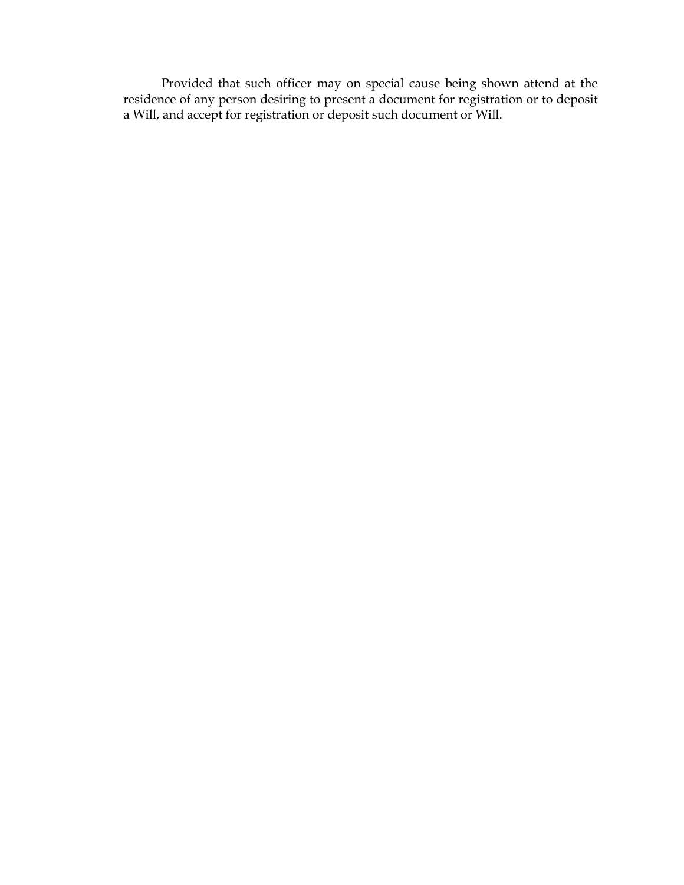Provided that such officer may on special cause being shown attend at the residence of any person desiring to present a document for registration or to deposit a Will, and accept for registration or deposit such document or Will.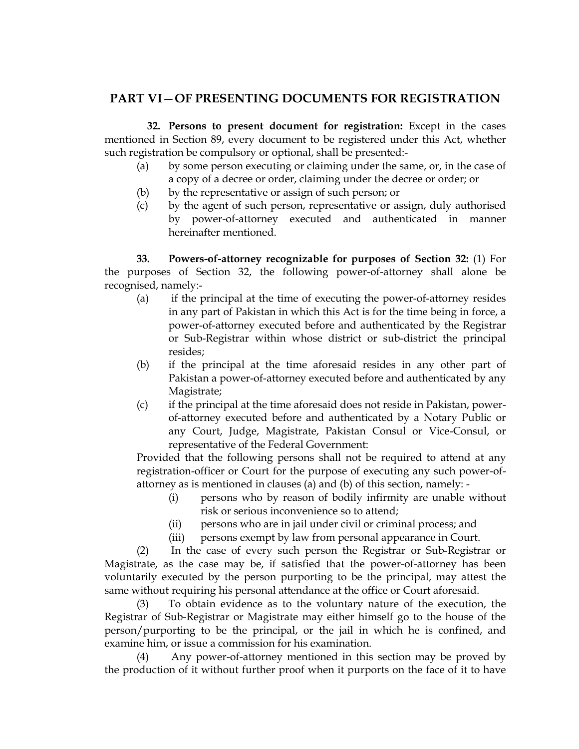## PART VI—OF PRESENTING DOCUMENTS FOR REGISTRATION

**32. Persons to present document for registration:** Except in the cases mentioned in Section 89, every document to be registered under this Act, whether such registration be compulsory or optional, shall be presented:-

(a) by some person executing or claiming under the same, or, in the case of a copy of a decree or order, claiming under the decree or order; or

(b) by the representative or assign of such person; or

(c) by the agent of such person, representative or assign, duly authorised by power-of-attorney executed and authenticated in manner hereinafter mentioned.

**33. Powers-of-attorney recognizable for purposes of Section 32:** (1) For the purposes of Section 32, the following power-of-attorney shall alone be recognised, namely:-

(a) if the principal at the time of executing the power-of-attorney resides in any part of Pakistan in which this Act is for the time being in force, a power-of-attorney executed before and authenticated by the Registrar or Sub-Registrar within whose district or sub-district the principal resides;

(b) if the principal at the time aforesaid resides in any other part of Pakistan a power-of-attorney executed before and authenticated by any Magistrate;

(c) if the principal at the time aforesaid does not reside in Pakistan, power-of-attorney executed before and authenticated by a Notary Public or any Court, Judge, Magistrate, Pakistan Consul or Vice-Consul, or representative of the Federal Government:

Provided that the following persons shall not be required to attend at any registration-officer or Court for the purpose of executing any such power-of-attorney as is mentioned in clauses (a) and (b) of this section, namely: -

(i) persons who by reason of bodily infirmity are unable without risk or serious inconvenience so to attend;

(ii) persons who are in jail under civil or criminal process; and

(iii) persons exempt by law from personal appearance in Court.

(2) In the case of every such person the Registrar or Sub-Registrar or Magistrate, as the case may be, if satisfied that the power-of-attorney has been voluntarily executed by the person purporting to be the principal, may attest the same without requiring his personal attendance at the office or Court aforesaid.

(3) To obtain evidence as to the voluntary nature of the execution, the Registrar of Sub-Registrar or Magistrate may either himself go to the house of the person/purporting to be the principal, or the jail in which he is confined, and examine him, or issue a commission for his examination.

(4) Any power-of-attorney mentioned in this section may be proved by the production of it without further proof when it purports on the face of it to have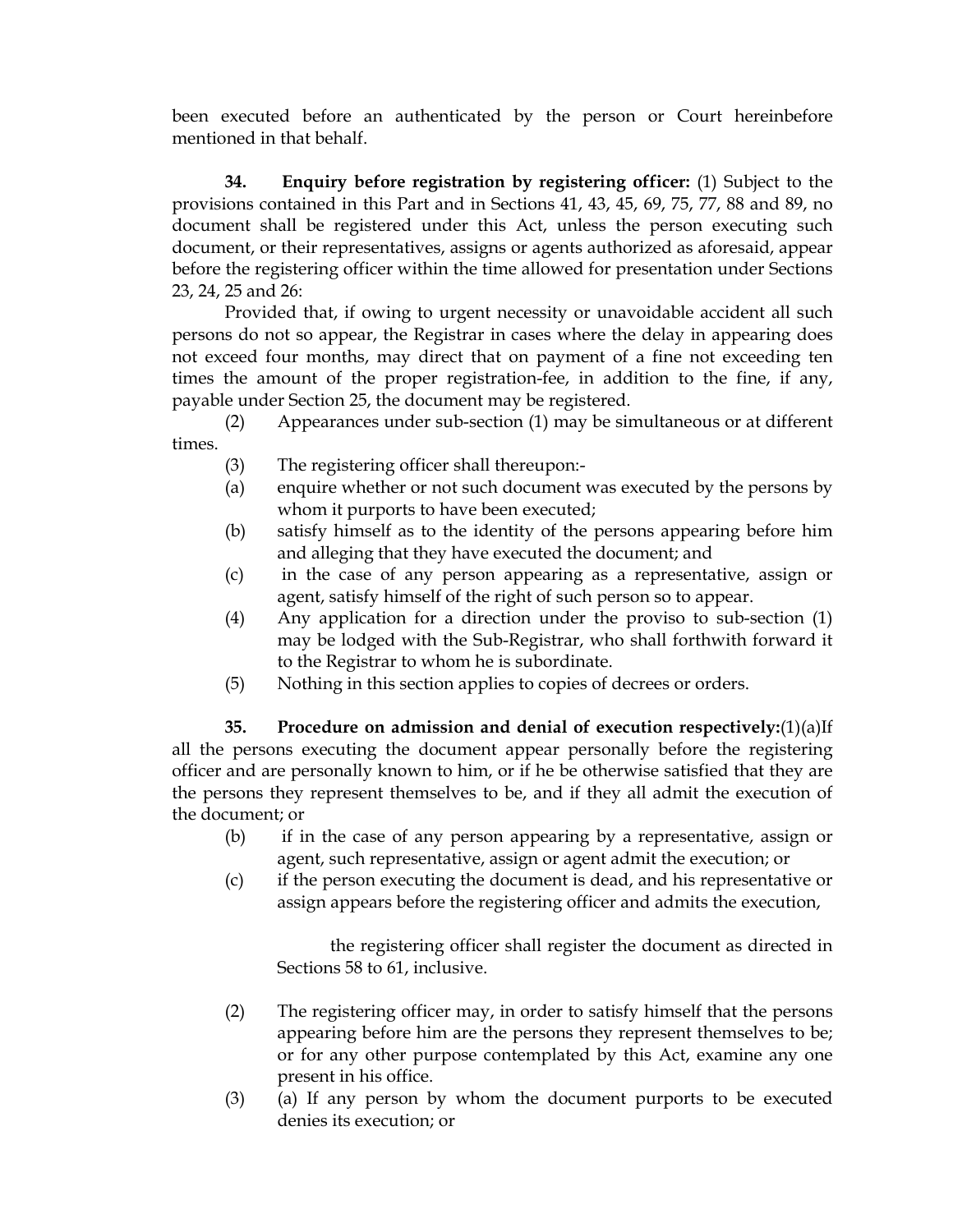been executed before an authenticated by the person or Court hereinbefore mentioned in that behalf.

**34. Enquiry before registration by registering officer:** (1) Subject to the provisions contained in this Part and in Sections 41, 43, 45, 69, 75, 77, 88 and 89, no document shall be registered under this Act, unless the person executing such document, or their representatives, assigns or agents authorized as aforesaid, appear before the registering officer within the time allowed for presentation under Sections 23, 24, 25 and 26:

Provided that, if owing to urgent necessity or unavoidable accident all such persons do not so appear, the Registrar in cases where the delay in appearing does not exceed four months, may direct that on payment of a fine not exceeding ten times the amount of the proper registration-fee, in addition to the fine, if any, payable under Section 25, the document may be registered.

(2) Appearances under sub-section (1) may be simultaneous or at different times.

(3) The registering officer shall thereupon:-

(a) enquire whether or not such document was executed by the persons by whom it purports to have been executed;

(b) satisfy himself as to the identity of the persons appearing before him and alleging that they have executed the document; and

(c) in the case of any person appearing as a representative, assign or agent, satisfy himself of the right of such person so to appear.

(4) Any application for a direction under the proviso to sub-section (1) may be lodged with the Sub-Registrar, who shall forthwith forward it to the Registrar to whom he is subordinate.

(5) Nothing in this section applies to copies of decrees or orders.

**35. Procedure on admission and denial of execution respectively:**(1)(a)If all the persons executing the document appear personally before the registering officer and are personally known to him, or if he be otherwise satisfied that they are the persons they represent themselves to be, and if they all admit the execution of the document; or

(b) if in the case of any person appearing by a representative, assign or agent, such representative, assign or agent admit the execution; or

(c) if the person executing the document is dead, and his representative or assign appears before the registering officer and admits the execution,

the registering officer shall register the document as directed in Sections 58 to 61, inclusive.

(2) The registering officer may, in order to satisfy himself that the persons appearing before him are the persons they represent themselves to be; or for any other purpose contemplated by this Act, examine any one present in his office.

(3) (a) If any person by whom the document purports to be executed denies its execution; or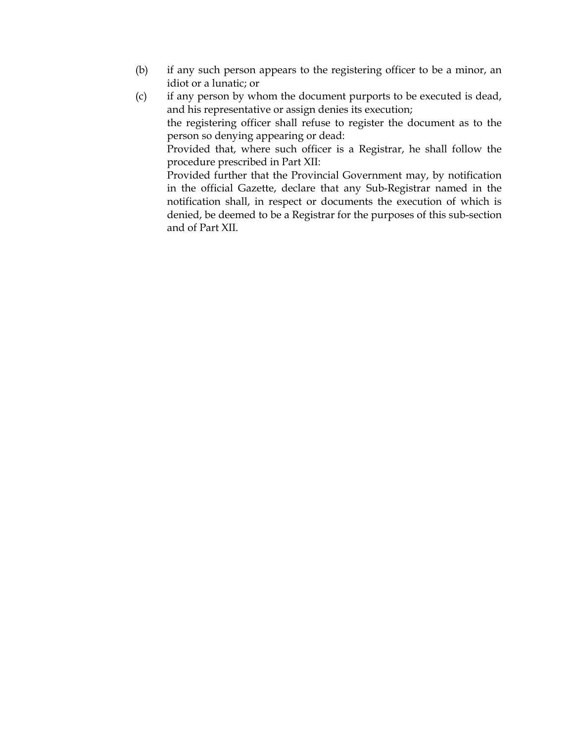(b) if any such person appears to the registering officer to be a minor, an idiot or a lunatic; or

(c) if any person by whom the document purports to be executed is dead, and his representative or assign denies its execution;

the registering officer shall refuse to register the document as to the person so denying appearing or dead:

Provided that, where such officer is a Registrar, he shall follow the procedure prescribed in Part XII:

Provided further that the Provincial Government may, by notification in the official Gazette, declare that any Sub-Registrar named in the notification shall, in respect or documents the execution of which is denied, be deemed to be a Registrar for the purposes of this sub-section and of Part XII.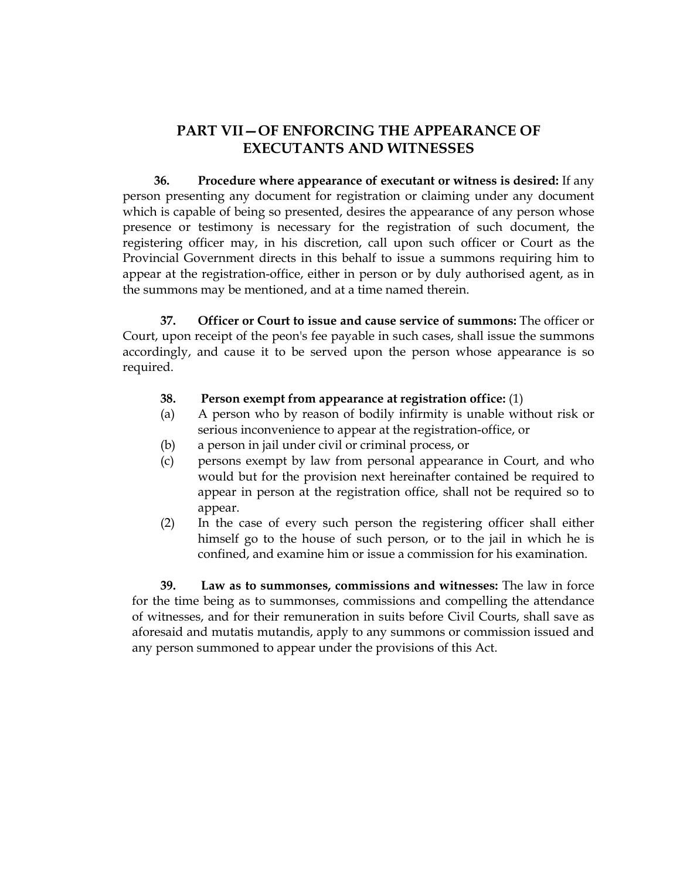## PART VII—OF ENFORCING THE APPEARANCE OF EXECUTANTS AND WITNESSES

**36. Procedure where appearance of executant or witness is desired:** If any person presenting any document for registration or claiming under any document which is capable of being so presented, desires the appearance of any person whose presence or testimony is necessary for the registration of such document, the registering officer may, in his discretion, call upon such officer or Court as the Provincial Government directs in this behalf to issue a summons requiring him to appear at the registration-office, either in person or by duly authorised agent, as in the summons may be mentioned, and at a time named therein.

**37. Officer or Court to issue and cause service of summons:** The officer or Court, upon receipt of the peon's fee payable in such cases, shall issue the summons accordingly, and cause it to be served upon the person whose appearance is so required.

**38. Person exempt from appearance at registration office:** (1)

(a) A person who by reason of bodily infirmity is unable without risk or serious inconvenience to appear at the registration-office, or

(b) a person in jail under civil or criminal process, or

(c) persons exempt by law from personal appearance in Court, and who would but for the provision next hereinafter contained be required to appear in person at the registration office, shall not be required so to appear.

(2) In the case of every such person the registering officer shall either himself go to the house of such person, or to the jail in which he is confined, and examine him or issue a commission for his examination.

**39. Law as to summonses, commissions and witnesses:** The law in force for the time being as to summonses, commissions and compelling the attendance of witnesses, and for their remuneration in suits before Civil Courts, shall save as aforesaid and mutatis mutandis, apply to any summons or commission issued and any person summoned to appear under the provisions of this Act.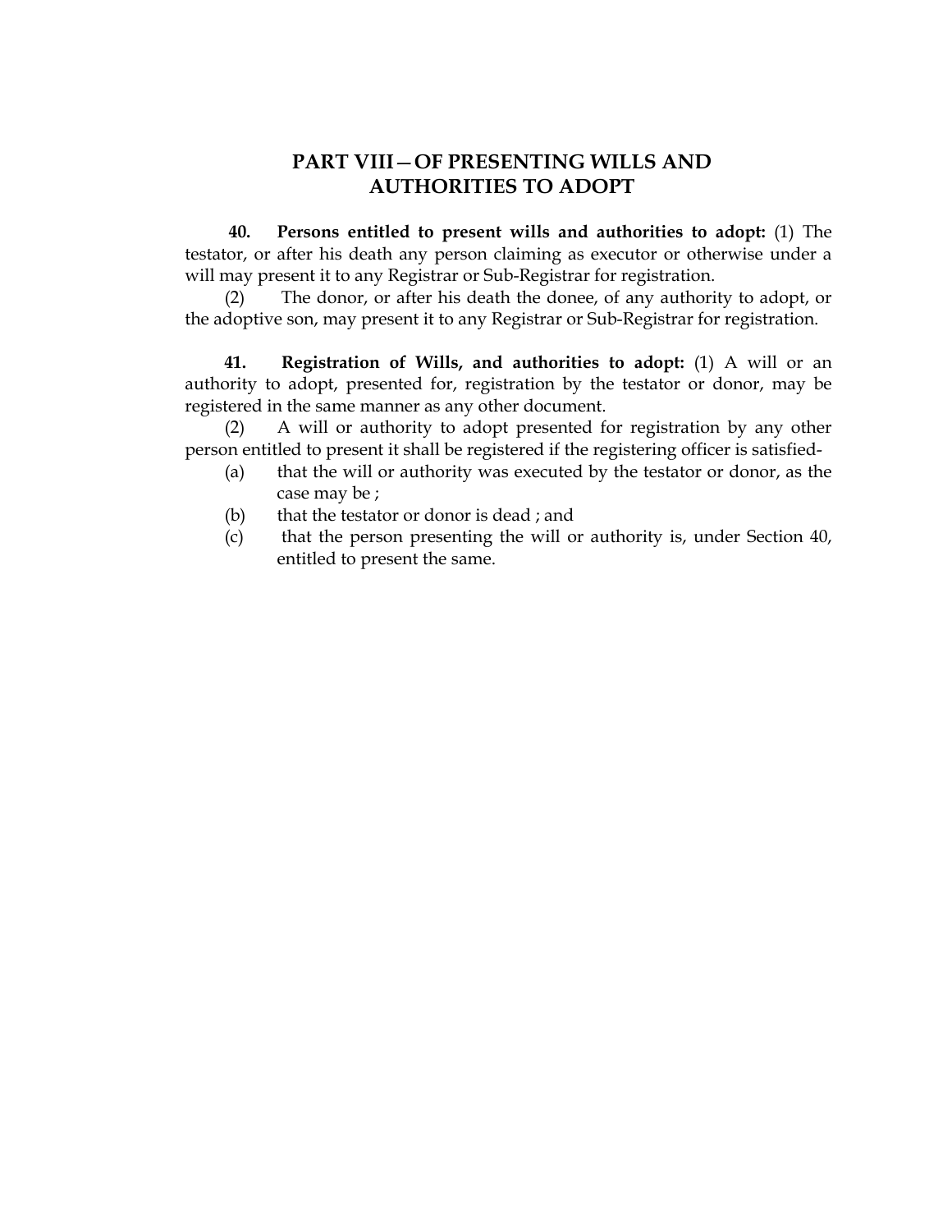## PART VIII—OF PRESENTING WILLS AND AUTHORITIES TO ADOPT

**40. Persons entitled to present wills and authorities to adopt:** (1) The testator, or after his death any person claiming as executor or otherwise under a will may present it to any Registrar or Sub-Registrar for registration.

(2) The donor, or after his death the donee, of any authority to adopt, or the adoptive son, may present it to any Registrar or Sub-Registrar for registration.

**41. Registration of Wills, and authorities to adopt:** (1) A will or an authority to adopt, presented for, registration by the testator or donor, may be registered in the same manner as any other document.

(2) A will or authority to adopt presented for registration by any other person entitled to present it shall be registered if the registering officer is satisfied-

(a) that the will or authority was executed by the testator or donor, as the case may be ;

(b) that the testator or donor is dead ; and

(c) that the person presenting the will or authority is, under Section 40, entitled to present the same.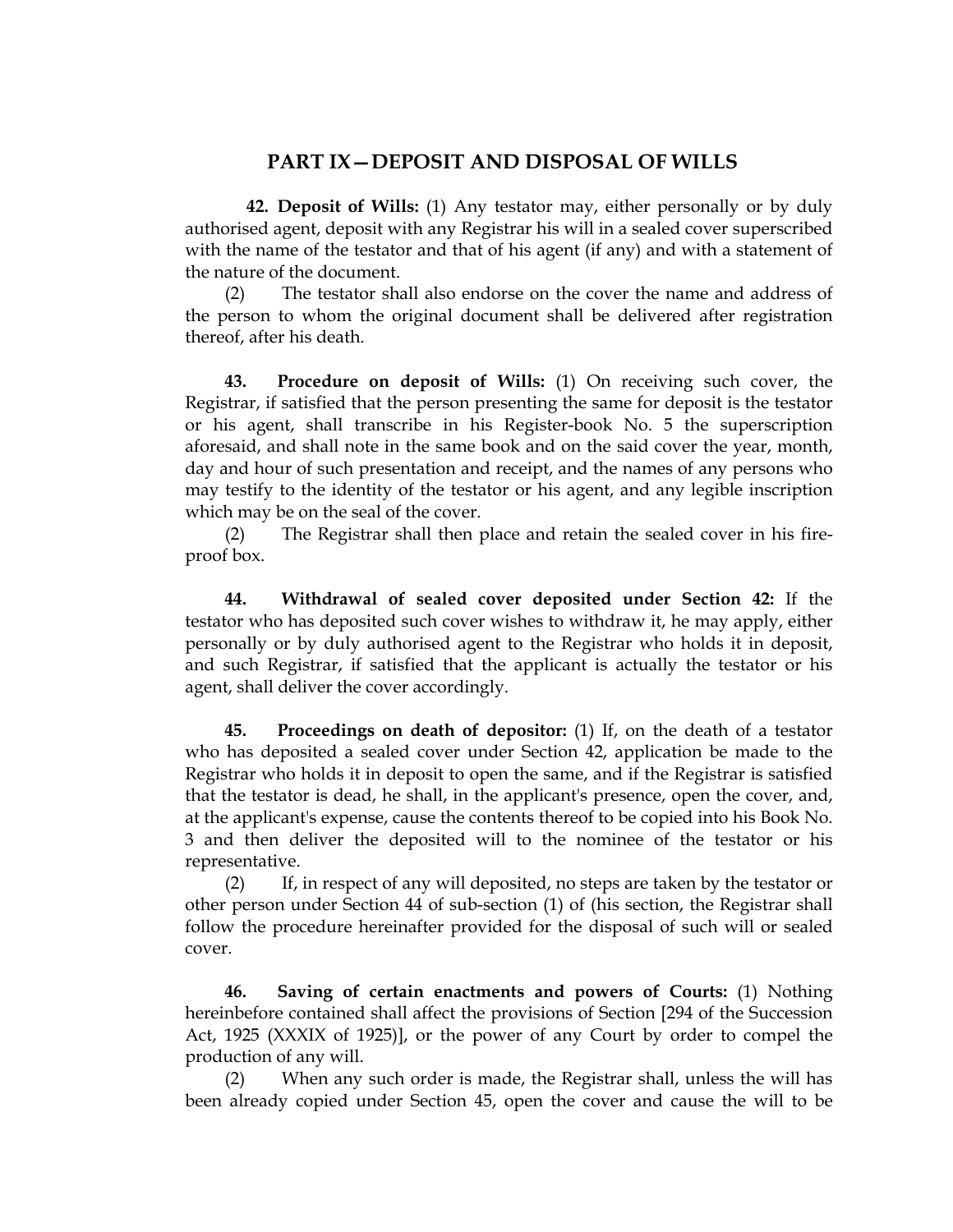## PART IX—DEPOSIT AND DISPOSAL OF WILLS

**42. Deposit of Wills:** (1) Any testator may, either personally or by duly authorised agent, deposit with any Registrar his will in a sealed cover superscribed with the name of the testator and that of his agent (if any) and with a statement of the nature of the document.

(2) The testator shall also endorse on the cover the name and address of the person to whom the original document shall be delivered after registration thereof, after his death.

**43. Procedure on deposit of Wills:** (1) On receiving such cover, the Registrar, if satisfied that the person presenting the same for deposit is the testator or his agent, shall transcribe in his Register-book No. 5 the superscription aforesaid, and shall note in the same book and on the said cover the year, month, day and hour of such presentation and receipt, and the names of any persons who may testify to the identity of the testator or his agent, and any legible inscription which may be on the seal of the cover.

(2) The Registrar shall then place and retain the sealed cover in his fire-proof box.

**44. Withdrawal of sealed cover deposited under Section 42:** If the testator who has deposited such cover wishes to withdraw it, he may apply, either personally or by duly authorised agent to the Registrar who holds it in deposit, and such Registrar, if satisfied that the applicant is actually the testator or his agent, shall deliver the cover accordingly.

**45. Proceedings on death of depositor:** (1) If, on the death of a testator who has deposited a sealed cover under Section 42, application be made to the Registrar who holds it in deposit to open the same, and if the Registrar is satisfied that the testator is dead, he shall, in the applicant's presence, open the cover, and, at the applicant's expense, cause the contents thereof to be copied into his Book No. 3 and then deliver the deposited will to the nominee of the testator or his representative.

(2) If, in respect of any will deposited, no steps are taken by the testator or other person under Section 44 of sub-section (1) of (his section, the Registrar shall follow the procedure hereinafter provided for the disposal of such will or sealed cover.

**46. Saving of certain enactments and powers of Courts:** (1) Nothing hereinbefore contained shall affect the provisions of Section [294 of the Succession Act, 1925 (XXXIX of 1925)], or the power of any Court by order to compel the production of any will.

(2) When any such order is made, the Registrar shall, unless the will has been already copied under Section 45, open the cover and cause the will to be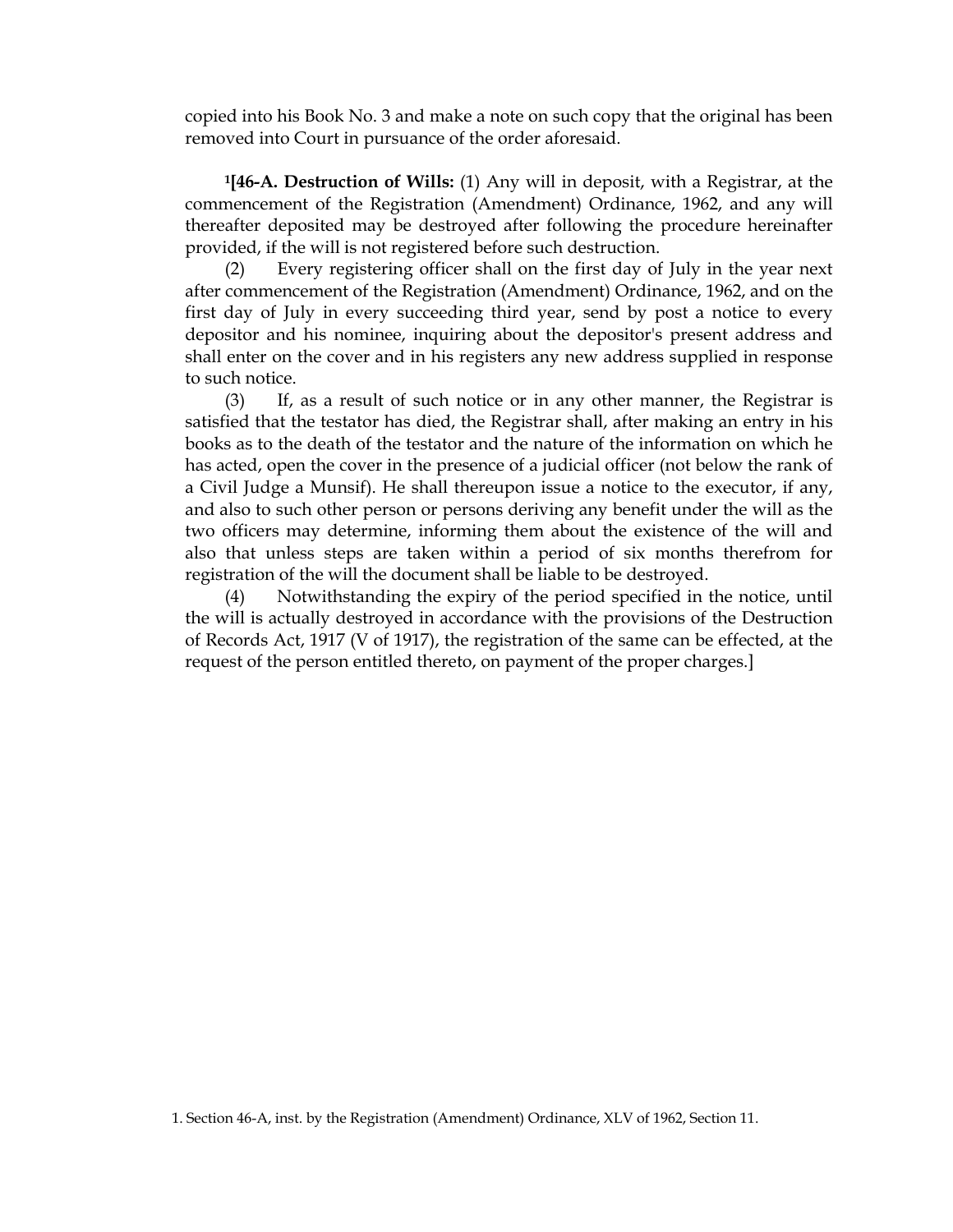copied into his Book No. 3 and make a note on such copy that the original has been removed into Court in pursuance of the order aforesaid.

[1][**46-A. Destruction of Wills:** (1) Any will in deposit, with a Registrar, at the commencement of the Registration (Amendment) Ordinance, 1962, and any will thereafter deposited may be destroyed after following the procedure hereinafter provided, if the will is not registered before such destruction.

(2) Every registering officer shall on the first day of July in the year next after commencement of the Registration (Amendment) Ordinance, 1962, and on the first day of July in every succeeding third year, send by post a notice to every depositor and his nominee, inquiring about the depositor's present address and shall enter on the cover and in his registers any new address supplied in response to such notice.

(3) If, as a result of such notice or in any other manner, the Registrar is satisfied that the testator has died, the Registrar shall, after making an entry in his books as to the death of the testator and the nature of the information on which he has acted, open the cover in the presence of a judicial officer (not below the rank of a Civil Judge a Munsif). He shall thereupon issue a notice to the executor, if any, and also to such other person or persons deriving any benefit under the will as the two officers may determine, informing them about the existence of the will and also that unless steps are taken within a period of six months therefrom for registration of the will the document shall be liable to be destroyed.

(4) Notwithstanding the expiry of the period specified in the notice, until the will is actually destroyed in accordance with the provisions of the Destruction of Records Act, 1917 (V of 1917), the registration of the same can be effected, at the request of the person entitled thereto, on payment of the proper charges.]

1. Section 46-A, inst. by the Registration (Amendment) Ordinance, XLV of 1962, Section 11.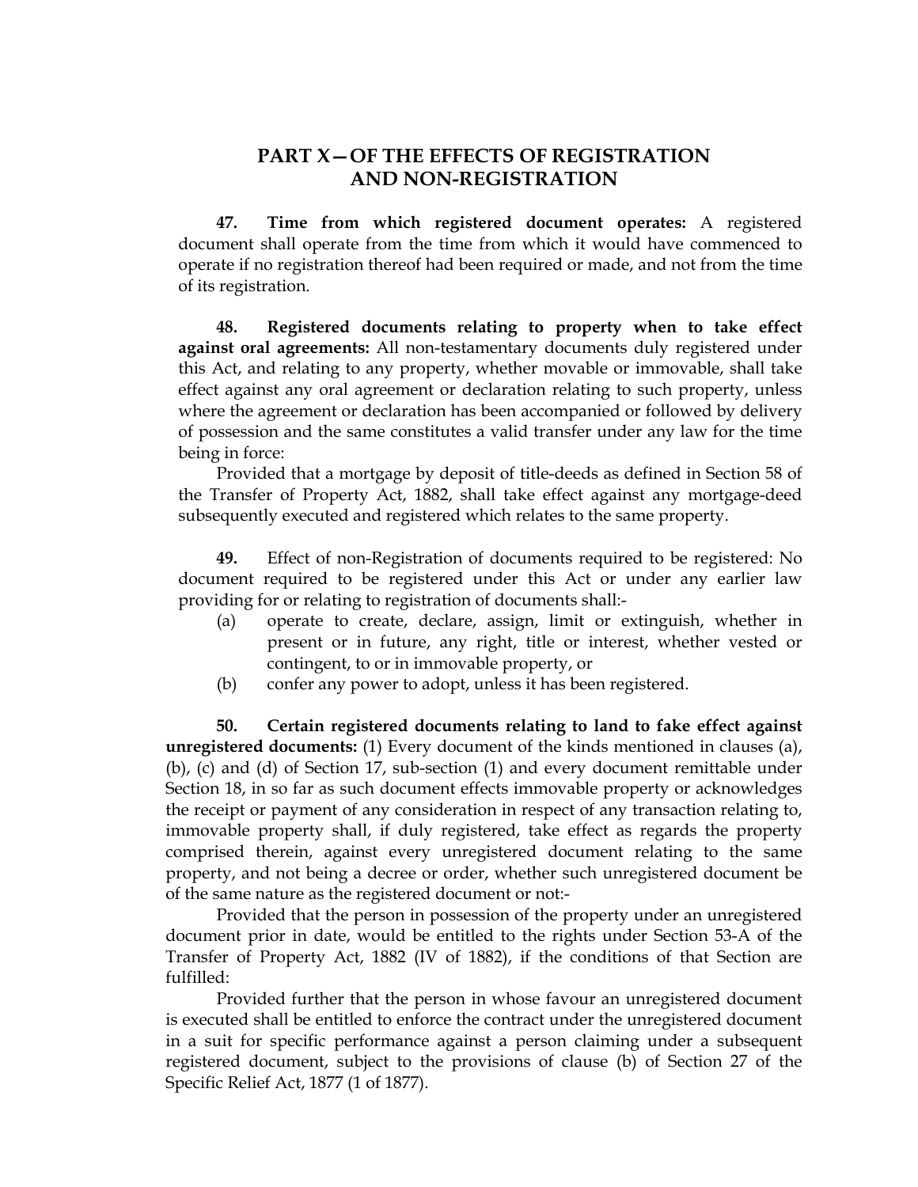# PART X—OF THE EFFECTS OF REGISTRATION AND NON-REGISTRATION

**47. Time from which registered document operates:** A registered document shall operate from the time from which it would have commenced to operate if no registration thereof had been required or made, and not from the time of its registration.

**48. Registered documents relating to property when to take effect against oral agreements:** All non-testamentary documents duly registered under this Act, and relating to any property, whether movable or immovable, shall take effect against any oral agreement or declaration relating to such property, unless where the agreement or declaration has been accompanied or followed by delivery of possession and the same constitutes a valid transfer under any law for the time being in force:

Provided that a mortgage by deposit of title-deeds as defined in Section 58 of the Transfer of Property Act, 1882, shall take effect against any mortgage-deed subsequently executed and registered which relates to the same property.

**49.** Effect of non-Registration of documents required to be registered: No document required to be registered under this Act or under any earlier law providing for or relating to registration of documents shall:-

(a) operate to create, declare, assign, limit or extinguish, whether in present or in future, any right, title or interest, whether vested or contingent, to or in immovable property, or

(b) confer any power to adopt, unless it has been registered.

**50. Certain registered documents relating to land to fake effect against unregistered documents:** (1) Every document of the kinds mentioned in clauses (a), (b), (c) and (d) of Section 17, sub-section (1) and every document remittable under Section 18, in so far as such document effects immovable property or acknowledges the receipt or payment of any consideration in respect of any transaction relating to, immovable property shall, if duly registered, take effect as regards the property comprised therein, against every unregistered document relating to the same property, and not being a decree or order, whether such unregistered document be of the same nature as the registered document or not:-

Provided that the person in possession of the property under an unregistered document prior in date, would be entitled to the rights under Section 53-A of the Transfer of Property Act, 1882 (IV of 1882), if the conditions of that Section are fulfilled:

Provided further that the person in whose favour an unregistered document is executed shall be entitled to enforce the contract under the unregistered document in a suit for specific performance against a person claiming under a subsequent registered document, subject to the provisions of clause (b) of Section 27 of the Specific Relief Act, 1877 (1 of 1877).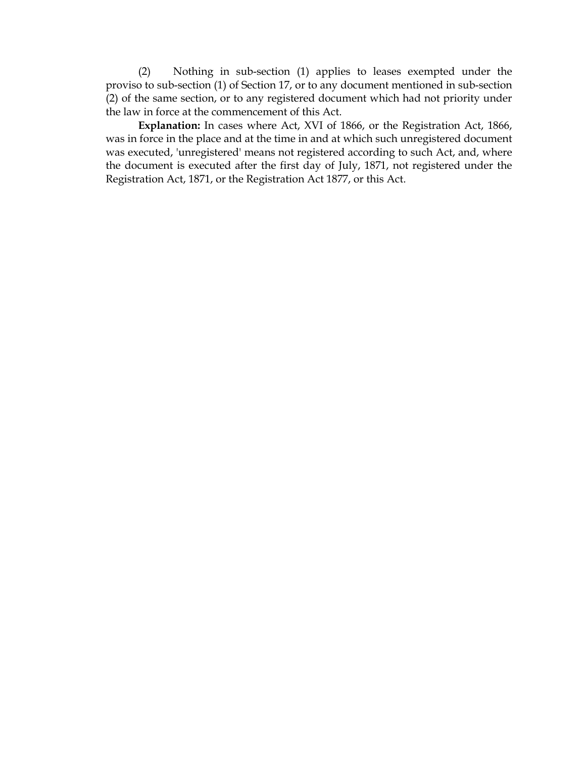(2) Nothing in sub-section (1) applies to leases exempted under the proviso to sub-section (1) of Section 17, or to any document mentioned in sub-section (2) of the same section, or to any registered document which had not priority under the law in force at the commencement of this Act.

**Explanation:** In cases where Act, XVI of 1866, or the Registration Act, 1866, was in force in the place and at the time in and at which such unregistered document was executed, 'unregistered' means not registered according to such Act, and, where the document is executed after the first day of July, 1871, not registered under the Registration Act, 1871, or the Registration Act 1877, or this Act.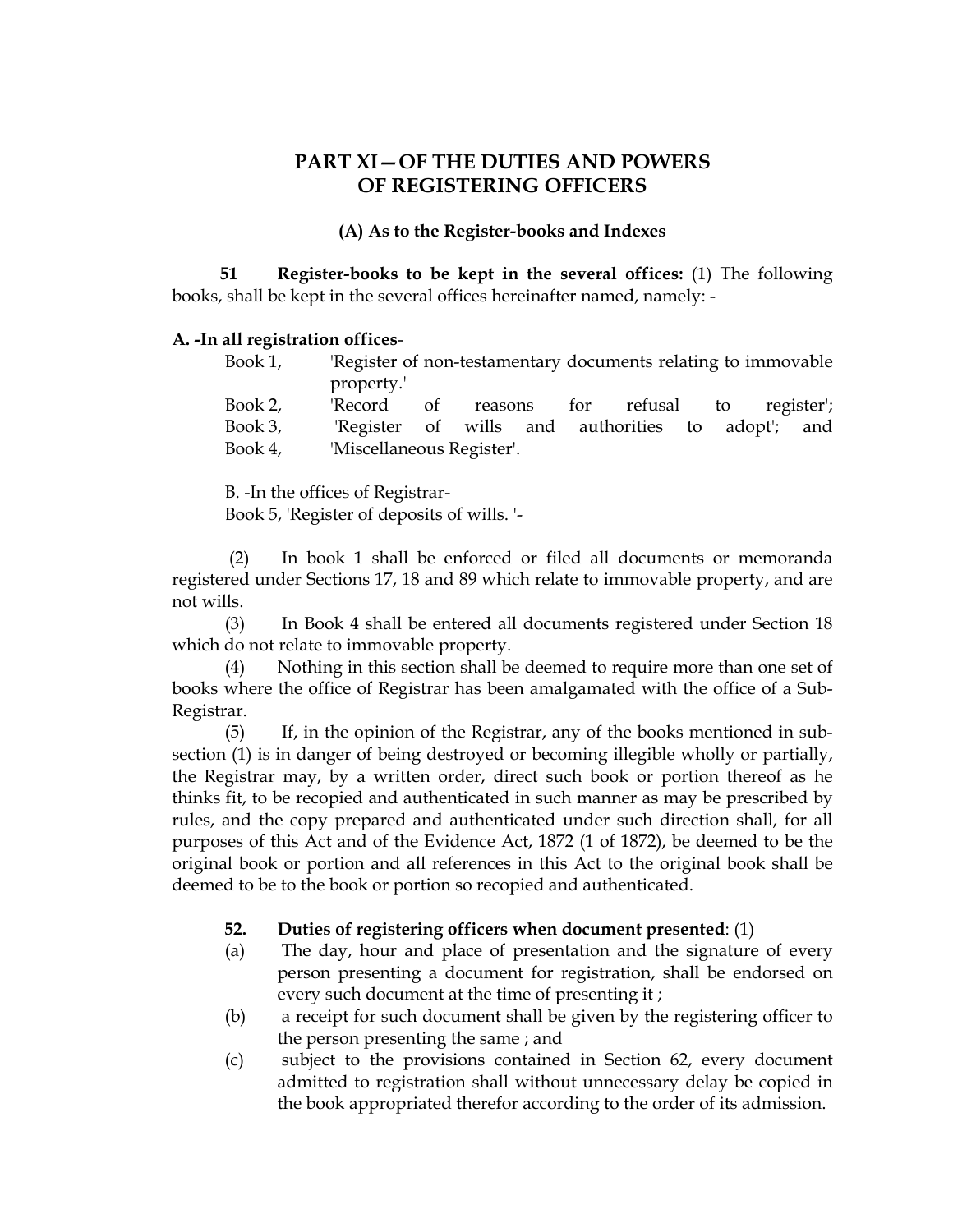# PART XI—OF THE DUTIES AND POWERS OF REGISTERING OFFICERS

### (A) As to the Register-books and Indexes

**51 Register-books to be kept in the several offices:** (1) The following books, shall be kept in the several offices hereinafter named, namely: -

**A. -In all registration offices**-

Book 1, 'Register of non-testamentary documents relating to immovable property.'

Book 2, 'Record of reasons for refusal to register';

Book 3, 'Register of wills and authorities to adopt'; and

Book 4, 'Miscellaneous Register'.

B. -In the offices of Registrar-

Book 5, 'Register of deposits of wills. '-

(2) In book 1 shall be enforced or filed all documents or memoranda registered under Sections 17, 18 and 89 which relate to immovable property, and are not wills.

(3) In Book 4 shall be entered all documents registered under Section 18 which do not relate to immovable property.

(4) Nothing in this section shall be deemed to require more than one set of books where the office of Registrar has been amalgamated with the office of a Sub-Registrar.

(5) If, in the opinion of the Registrar, any of the books mentioned in sub-section (1) is in danger of being destroyed or becoming illegible wholly or partially, the Registrar may, by a written order, direct such book or portion thereof as he thinks fit, to be recopied and authenticated in such manner as may be prescribed by rules, and the copy prepared and authenticated under such direction shall, for all purposes of this Act and of the Evidence Act, 1872 (1 of 1872), be deemed to be the original book or portion and all references in this Act to the original book shall be deemed to be to the book or portion so recopied and authenticated.

**52. Duties of registering officers when document presented**: (1)

(a) The day, hour and place of presentation and the signature of every person presenting a document for registration, shall be endorsed on every such document at the time of presenting it ;

(b) a receipt for such document shall be given by the registering officer to the person presenting the same ; and

(c) subject to the provisions contained in Section 62, every document admitted to registration shall without unnecessary delay be copied in the book appropriated therefor according to the order of its admission.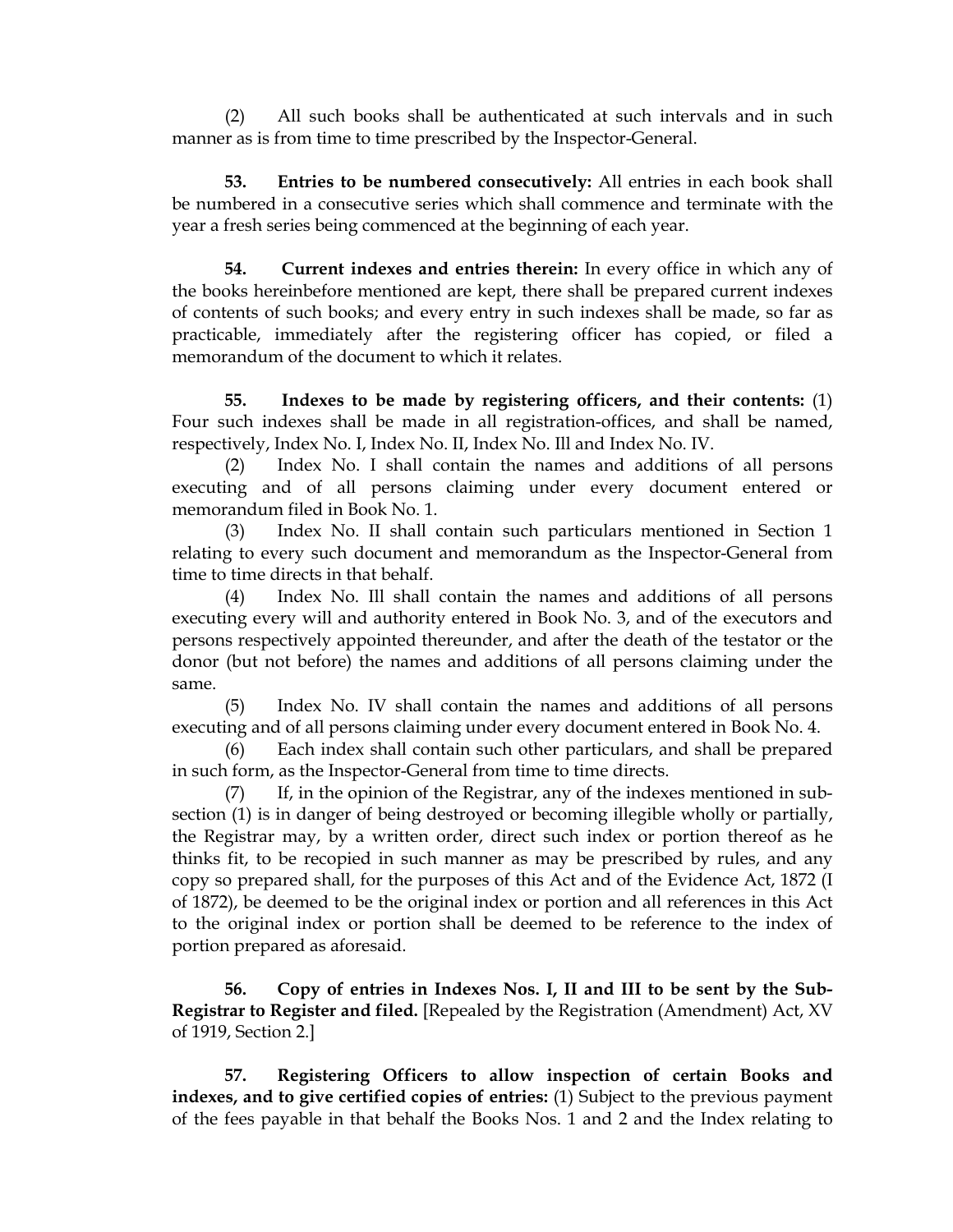(2) All such books shall be authenticated at such intervals and in such manner as is from time to time prescribed by the Inspector-General.

**53. Entries to be numbered consecutively:** All entries in each book shall be numbered in a consecutive series which shall commence and terminate with the year a fresh series being commenced at the beginning of each year.

**54. Current indexes and entries therein:** In every office in which any of the books hereinbefore mentioned are kept, there shall be prepared current indexes of contents of such books; and every entry in such indexes shall be made, so far as practicable, immediately after the registering officer has copied, or filed a memorandum of the document to which it relates.

**55. Indexes to be made by registering officers, and their contents:** (1) Four such indexes shall be made in all registration-offices, and shall be named, respectively, Index No. I, Index No. II, Index No. Ill and Index No. IV.

(2) Index No. I shall contain the names and additions of all persons executing and of all persons claiming under every document entered or memorandum filed in Book No. 1.

(3) Index No. II shall contain such particulars mentioned in Section 1 relating to every such document and memorandum as the Inspector-General from time to time directs in that behalf.

(4) Index No. Ill shall contain the names and additions of all persons executing every will and authority entered in Book No. 3, and of the executors and persons respectively appointed thereunder, and after the death of the testator or the donor (but not before) the names and additions of all persons claiming under the same.

(5) Index No. IV shall contain the names and additions of all persons executing and of all persons claiming under every document entered in Book No. 4.

(6) Each index shall contain such other particulars, and shall be prepared in such form, as the Inspector-General from time to time directs.

(7) If, in the opinion of the Registrar, any of the indexes mentioned in sub-section (1) is in danger of being destroyed or becoming illegible wholly or partially, the Registrar may, by a written order, direct such index or portion thereof as he thinks fit, to be recopied in such manner as may be prescribed by rules, and any copy so prepared shall, for the purposes of this Act and of the Evidence Act, 1872 (I of 1872), be deemed to be the original index or portion and all references in this Act to the original index or portion shall be deemed to be reference to the index of portion prepared as aforesaid.

**56. Copy of entries in Indexes Nos. I, II and III to be sent by the Sub-Registrar to Register and filed.** [Repealed by the Registration (Amendment) Act, XV of 1919, Section 2.]

**57. Registering Officers to allow inspection of certain Books and indexes, and to give certified copies of entries:** (1) Subject to the previous payment of the fees payable in that behalf the Books Nos. 1 and 2 and the Index relating to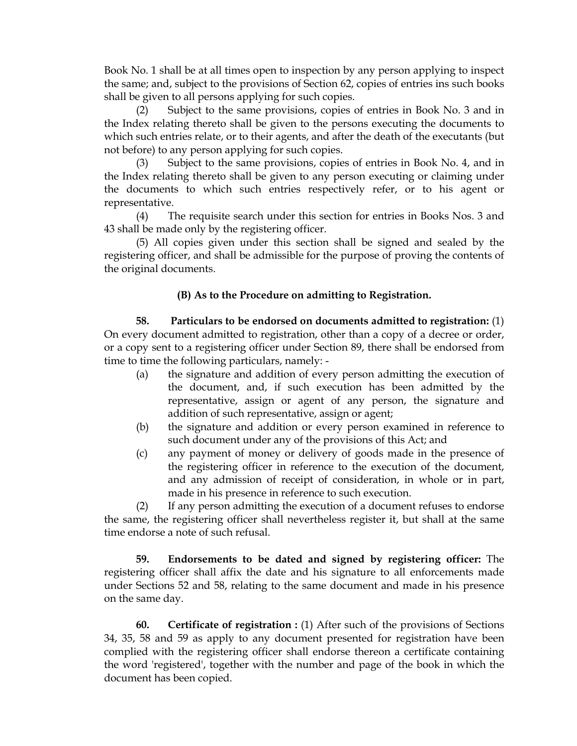Book No. 1 shall be at all times open to inspection by any person applying to inspect the same; and, subject to the provisions of Section 62, copies of entries ins such books shall be given to all persons applying for such copies.

(2) Subject to the same provisions, copies of entries in Book No. 3 and in the Index relating thereto shall be given to the persons executing the documents to which such entries relate, or to their agents, and after the death of the executants (but not before) to any person applying for such copies.

(3) Subject to the same provisions, copies of entries in Book No. 4, and in the Index relating thereto shall be given to any person executing or claiming under the documents to which such entries respectively refer, or to his agent or representative.

(4) The requisite search under this section for entries in Books Nos. 3 and 43 shall be made only by the registering officer.

(5) All copies given under this section shall be signed and sealed by the registering officer, and shall be admissible for the purpose of proving the contents of the original documents.

**(B) As to the Procedure on admitting to Registration.**

**58. Particulars to be endorsed on documents admitted to registration:** (1) On every document admitted to registration, other than a copy of a decree or order, or a copy sent to a registering officer under Section 89, there shall be endorsed from time to time the following particulars, namely: -

(a) the signature and addition of every person admitting the execution of the document, and, if such execution has been admitted by the representative, assign or agent of any person, the signature and addition of such representative, assign or agent;

(b) the signature and addition or every person examined in reference to such document under any of the provisions of this Act; and

(c) any payment of money or delivery of goods made in the presence of the registering officer in reference to the execution of the document, and any admission of receipt of consideration, in whole or in part, made in his presence in reference to such execution.

(2) If any person admitting the execution of a document refuses to endorse the same, the registering officer shall nevertheless register it, but shall at the same time endorse a note of such refusal.

**59. Endorsements to be dated and signed by registering officer:** The registering officer shall affix the date and his signature to all enforcements made under Sections 52 and 58, relating to the same document and made in his presence on the same day.

**60. Certificate of registration :** (1) After such of the provisions of Sections 34, 35, 58 and 59 as apply to any document presented for registration have been complied with the registering officer shall endorse thereon a certificate containing the word 'registered', together with the number and page of the book in which the document has been copied.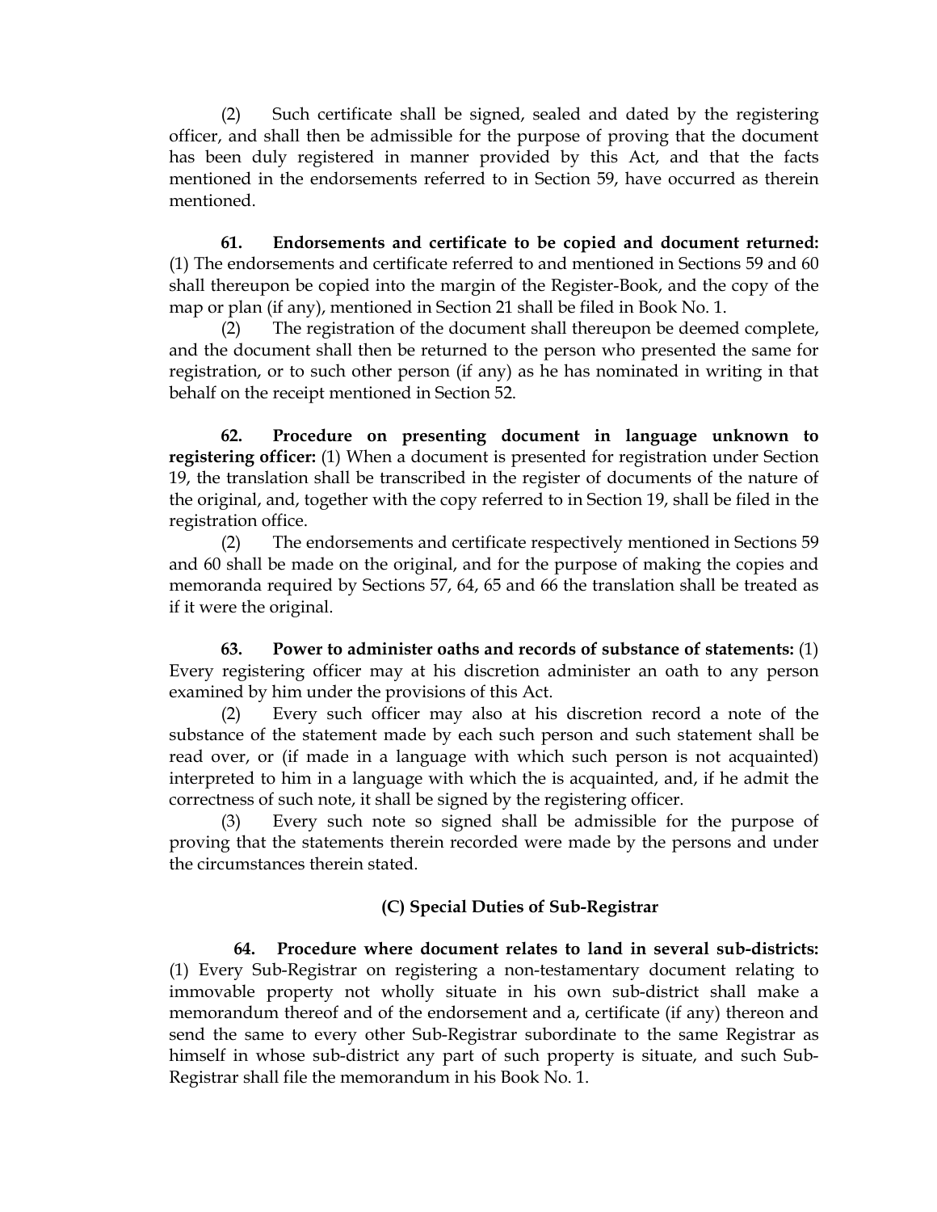(2) Such certificate shall be signed, sealed and dated by the registering officer, and shall then be admissible for the purpose of proving that the document has been duly registered in manner provided by this Act, and that the facts mentioned in the endorsements referred to in Section 59, have occurred as therein mentioned.

**61. Endorsements and certificate to be copied and document returned:** (1) The endorsements and certificate referred to and mentioned in Sections 59 and 60 shall thereupon be copied into the margin of the Register-Book, and the copy of the map or plan (if any), mentioned in Section 21 shall be filed in Book No. 1.

(2) The registration of the document shall thereupon be deemed complete, and the document shall then be returned to the person who presented the same for registration, or to such other person (if any) as he has nominated in writing in that behalf on the receipt mentioned in Section 52.

**62. Procedure on presenting document in language unknown to registering officer:** (1) When a document is presented for registration under Section 19, the translation shall be transcribed in the register of documents of the nature of the original, and, together with the copy referred to in Section 19, shall be filed in the registration office.

(2) The endorsements and certificate respectively mentioned in Sections 59 and 60 shall be made on the original, and for the purpose of making the copies and memoranda required by Sections 57, 64, 65 and 66 the translation shall be treated as if it were the original.

**63. Power to administer oaths and records of substance of statements:** (1) Every registering officer may at his discretion administer an oath to any person examined by him under the provisions of this Act.

(2) Every such officer may also at his discretion record a note of the substance of the statement made by each such person and such statement shall be read over, or (if made in a language with which such person is not acquainted) interpreted to him in a language with which the is acquainted, and, if he admit the correctness of such note, it shall be signed by the registering officer.

(3) Every such note so signed shall be admissible for the purpose of proving that the statements therein recorded were made by the persons and under the circumstances therein stated.

### (C) Special Duties of Sub-Registrar

**64. Procedure where document relates to land in several sub-districts:** (1) Every Sub-Registrar on registering a non-testamentary document relating to immovable property not wholly situate in his own sub-district shall make a memorandum thereof and of the endorsement and a, certificate (if any) thereon and send the same to every other Sub-Registrar subordinate to the same Registrar as himself in whose sub-district any part of such property is situate, and such Sub-Registrar shall file the memorandum in his Book No. 1.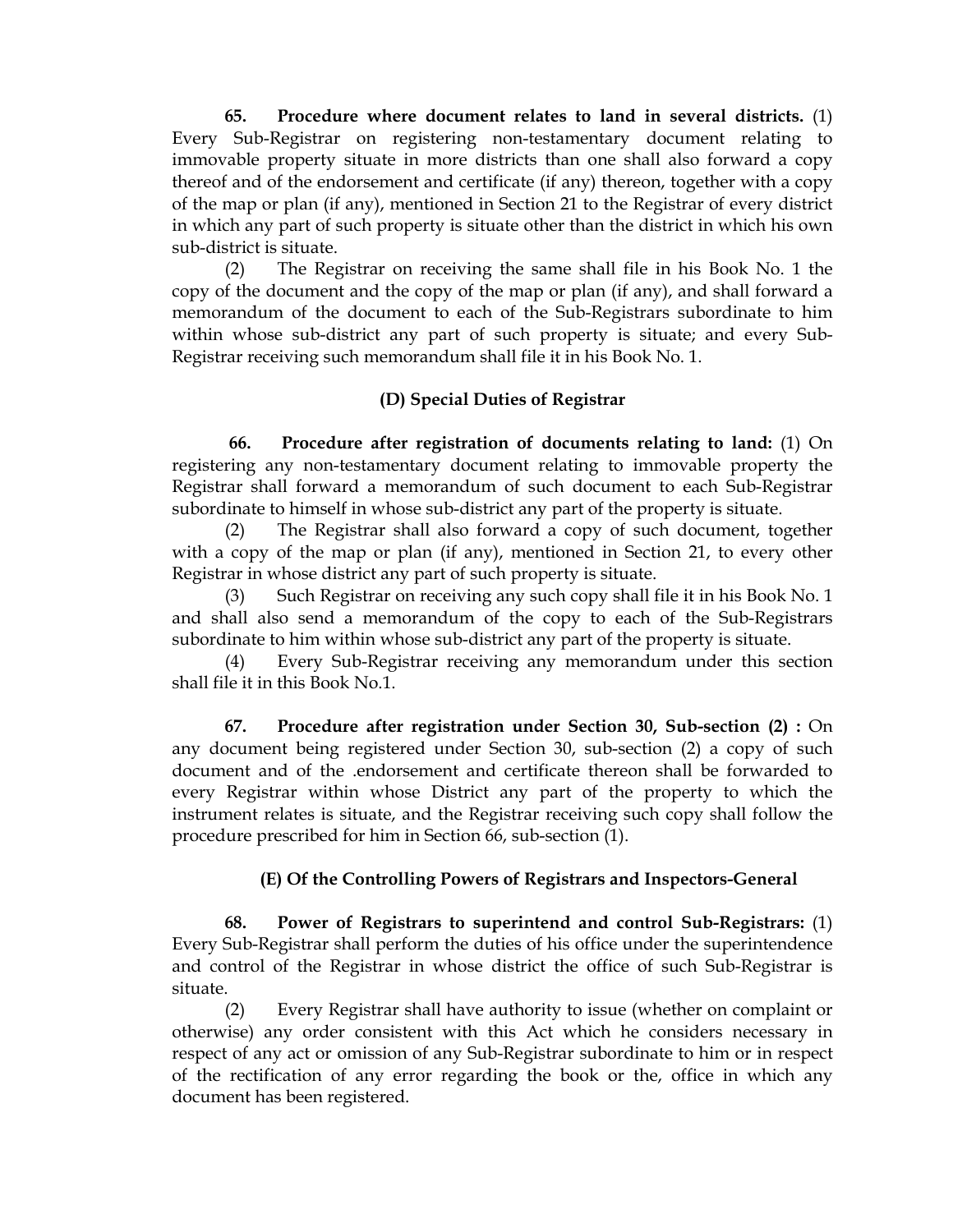**65. Procedure where document relates to land in several districts.** (1) Every Sub-Registrar on registering non-testamentary document relating to immovable property situate in more districts than one shall also forward a copy thereof and of the endorsement and certificate (if any) thereon, together with a copy of the map or plan (if any), mentioned in Section 21 to the Registrar of every district in which any part of such property is situate other than the district in which his own sub-district is situate.

(2) The Registrar on receiving the same shall file in his Book No. 1 the copy of the document and the copy of the map or plan (if any), and shall forward a memorandum of the document to each of the Sub-Registrars subordinate to him within whose sub-district any part of such property is situate; and every Sub-Registrar receiving such memorandum shall file it in his Book No. 1.

### (D) Special Duties of Registrar

**66. Procedure after registration of documents relating to land:** (1) On registering any non-testamentary document relating to immovable property the Registrar shall forward a memorandum of such document to each Sub-Registrar subordinate to himself in whose sub-district any part of the property is situate.

(2) The Registrar shall also forward a copy of such document, together with a copy of the map or plan (if any), mentioned in Section 21, to every other Registrar in whose district any part of such property is situate.

(3) Such Registrar on receiving any such copy shall file it in his Book No. 1 and shall also send a memorandum of the copy to each of the Sub-Registrars subordinate to him within whose sub-district any part of the property is situate.

(4) Every Sub-Registrar receiving any memorandum under this section shall file it in this Book No.1.

**67. Procedure after registration under Section 30, Sub-section (2) :** On any document being registered under Section 30, sub-section (2) a copy of such document and of the .endorsement and certificate thereon shall be forwarded to every Registrar within whose District any part of the property to which the instrument relates is situate, and the Registrar receiving such copy shall follow the procedure prescribed for him in Section 66, sub-section (1).

### (E) Of the Controlling Powers of Registrars and Inspectors-General

**68. Power of Registrars to superintend and control Sub-Registrars:** (1) Every Sub-Registrar shall perform the duties of his office under the superintendence and control of the Registrar in whose district the office of such Sub-Registrar is situate.

(2) Every Registrar shall have authority to issue (whether on complaint or otherwise) any order consistent with this Act which he considers necessary in respect of any act or omission of any Sub-Registrar subordinate to him or in respect of the rectification of any error regarding the book or the, office in which any document has been registered.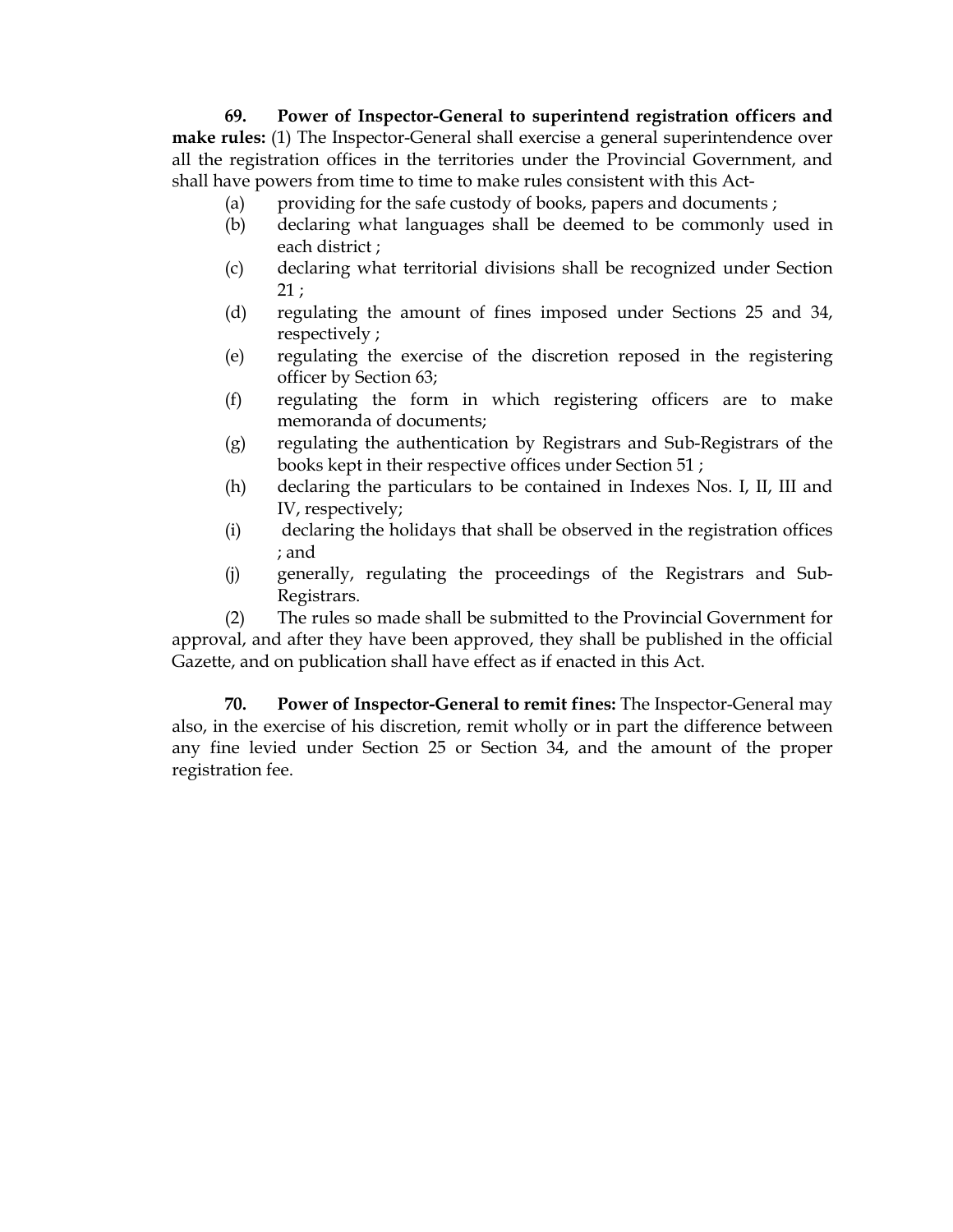**69. Power of Inspector-General to superintend registration officers and make rules:** (1) The Inspector-General shall exercise a general superintendence over all the registration offices in the territories under the Provincial Government, and shall have powers from time to time to make rules consistent with this Act-

(a) providing for the safe custody of books, papers and documents ;

(b) declaring what languages shall be deemed to be commonly used in each district ;

(c) declaring what territorial divisions shall be recognized under Section 21 ;

(d) regulating the amount of fines imposed under Sections 25 and 34, respectively ;

(e) regulating the exercise of the discretion reposed in the registering officer by Section 63;

(f) regulating the form in which registering officers are to make memoranda of documents;

(g) regulating the authentication by Registrars and Sub-Registrars of the books kept in their respective offices under Section 51 ;

(h) declaring the particulars to be contained in Indexes Nos. I, II, III and IV, respectively;

(i) declaring the holidays that shall be observed in the registration offices ; and

(j) generally, regulating the proceedings of the Registrars and Sub-Registrars.

(2) The rules so made shall be submitted to the Provincial Government for approval, and after they have been approved, they shall be published in the official Gazette, and on publication shall have effect as if enacted in this Act.

**70. Power of Inspector-General to remit fines:** The Inspector-General may also, in the exercise of his discretion, remit wholly or in part the difference between any fine levied under Section 25 or Section 34, and the amount of the proper registration fee.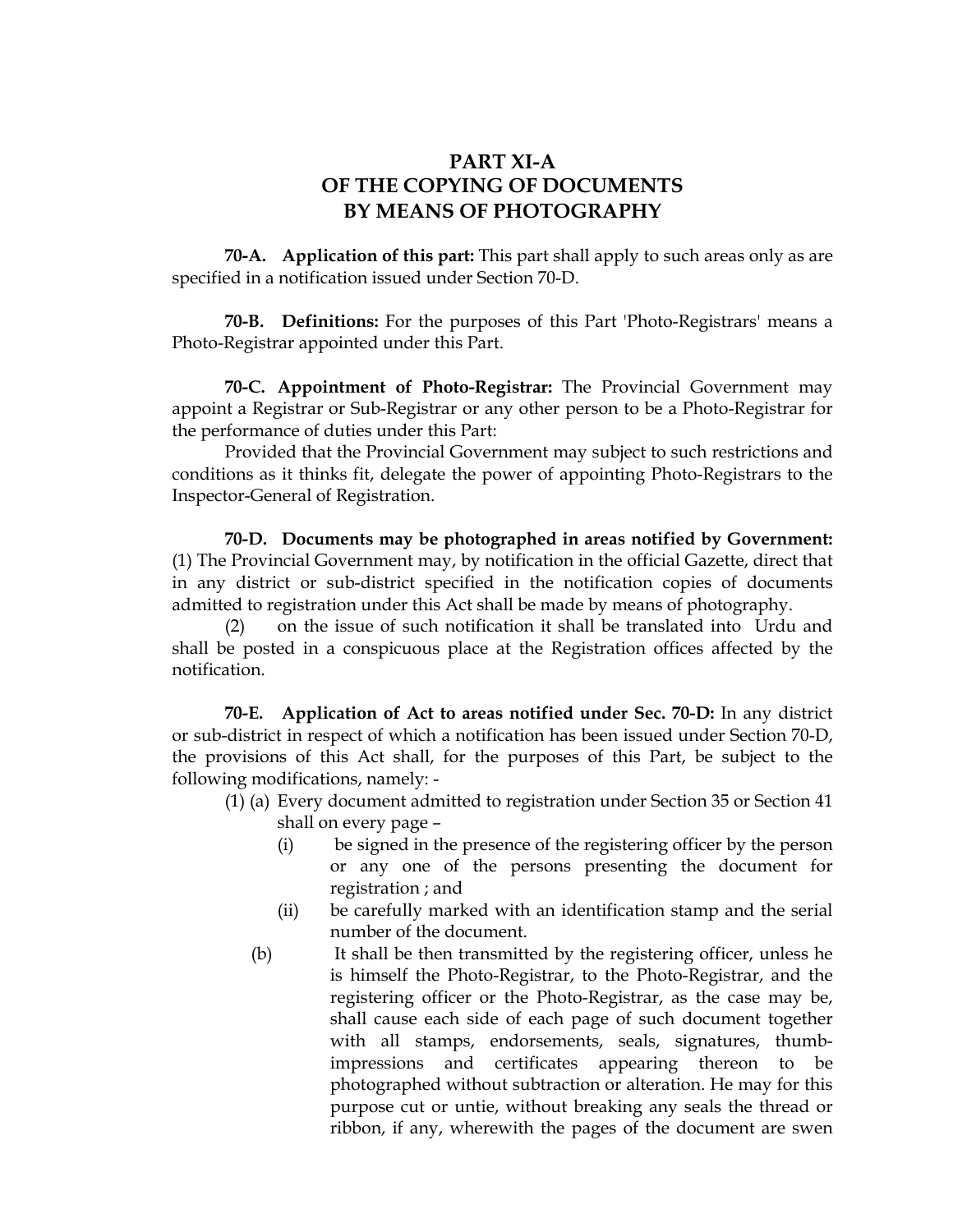## PART XI-A
## OF THE COPYING OF DOCUMENTS
## BY MEANS OF PHOTOGRAPHY

**70-A. Application of this part:** This part shall apply to such areas only as are specified in a notification issued under Section 70-D.

**70-B. Definitions:** For the purposes of this Part 'Photo-Registrars' means a Photo-Registrar appointed under this Part.

**70-C. Appointment of Photo-Registrar:** The Provincial Government may appoint a Registrar or Sub-Registrar or any other person to be a Photo-Registrar for the performance of duties under this Part:

Provided that the Provincial Government may subject to such restrictions and conditions as it thinks fit, delegate the power of appointing Photo-Registrars to the Inspector-General of Registration.

**70-D. Documents may be photographed in areas notified by Government:** (1) The Provincial Government may, by notification in the official Gazette, direct that in any district or sub-district specified in the notification copies of documents admitted to registration under this Act shall be made by means of photography.

(2) on the issue of such notification it shall be translated into Urdu and shall be posted in a conspicuous place at the Registration offices affected by the notification.

**70-E. Application of Act to areas notified under Sec. 70-D:** In any district or sub-district in respect of which a notification has been issued under Section 70-D, the provisions of this Act shall, for the purposes of this Part, be subject to the following modifications, namely: -

(1) (a) Every document admitted to registration under Section 35 or Section 41 shall on every page –

(i) be signed in the presence of the registering officer by the person or any one of the persons presenting the document for registration ; and

(ii) be carefully marked with an identification stamp and the serial number of the document.

(b) It shall be then transmitted by the registering officer, unless he is himself the Photo-Registrar, to the Photo-Registrar, and the registering officer or the Photo-Registrar, as the case may be, shall cause each side of each page of such document together with all stamps, endorsements, seals, signatures, thumb-impressions and certificates appearing thereon to be photographed without subtraction or alteration. He may for this purpose cut or untie, without breaking any seals the thread or ribbon, if any, wherewith the pages of the document are swen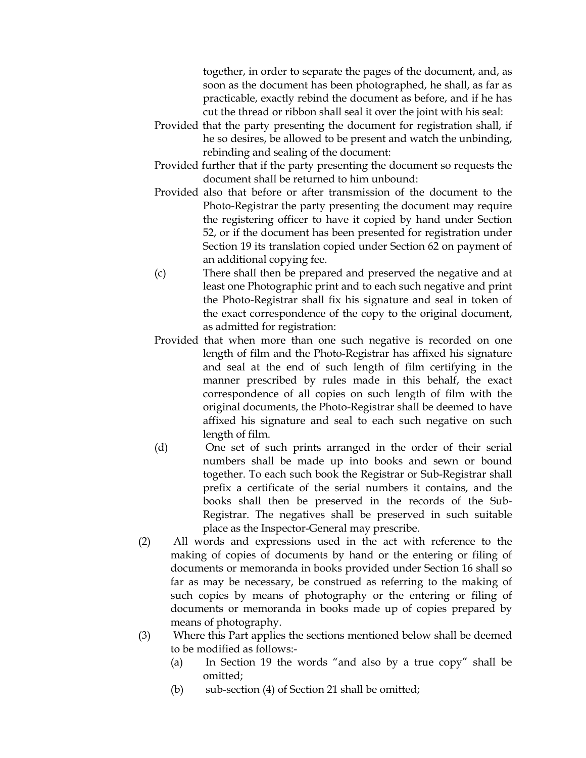together, in order to separate the pages of the document, and, as soon as the document has been photographed, he shall, as far as practicable, exactly rebind the document as before, and if he has cut the thread or ribbon shall seal it over the joint with his seal:

Provided that the party presenting the document for registration shall, if he so desires, be allowed to be present and watch the unbinding, rebinding and sealing of the document:

Provided further that if the party presenting the document so requests the document shall be returned to him unbound:

Provided also that before or after transmission of the document to the Photo-Registrar the party presenting the document may require the registering officer to have it copied by hand under Section 52, or if the document has been presented for registration under Section 19 its translation copied under Section 62 on payment of an additional copying fee.

(c) There shall then be prepared and preserved the negative and at least one Photographic print and to each such negative and print the Photo-Registrar shall fix his signature and seal in token of the exact correspondence of the copy to the original document, as admitted for registration:

Provided that when more than one such negative is recorded on one length of film and the Photo-Registrar has affixed his signature and seal at the end of such length of film certifying in the manner prescribed by rules made in this behalf, the exact correspondence of all copies on such length of film with the original documents, the Photo-Registrar shall be deemed to have affixed his signature and seal to each such negative on such length of film.

(d) One set of such prints arranged in the order of their serial numbers shall be made up into books and sewn or bound together. To each such book the Registrar or Sub-Registrar shall prefix a certificate of the serial numbers it contains, and the books shall then be preserved in the records of the Sub-Registrar. The negatives shall be preserved in such suitable place as the Inspector-General may prescribe.

(2) All words and expressions used in the act with reference to the making of copies of documents by hand or the entering or filing of documents or memoranda in books provided under Section 16 shall so far as may be necessary, be construed as referring to the making of such copies by means of photography or the entering or filing of documents or memoranda in books made up of copies prepared by means of photography.

(3) Where this Part applies the sections mentioned below shall be deemed to be modified as follows:-

(a) In Section 19 the words "and also by a true copy" shall be omitted;

(b) sub-section (4) of Section 21 shall be omitted;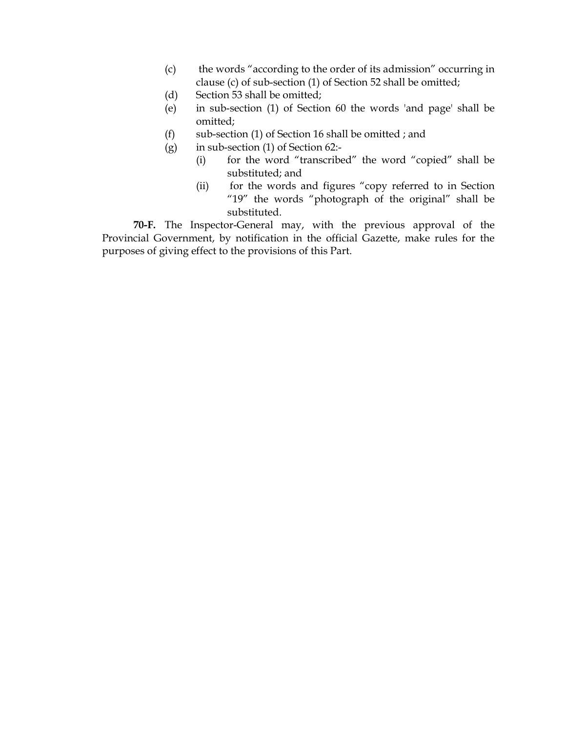(c) the words "according to the order of its admission" occurring in clause (c) of sub-section (1) of Section 52 shall be omitted;

(d) Section 53 shall be omitted;

(e) in sub-section (1) of Section 60 the words 'and page' shall be omitted;

(f) sub-section (1) of Section 16 shall be omitted ; and

(g) in sub-section (1) of Section 62:-

  (i) for the word "transcribed" the word "copied" shall be substituted; and

  (ii) for the words and figures "copy referred to in Section "19" the words "photograph of the original" shall be substituted.

**70-F.** The Inspector-General may, with the previous approval of the Provincial Government, by notification in the official Gazette, make rules for the purposes of giving effect to the provisions of this Part.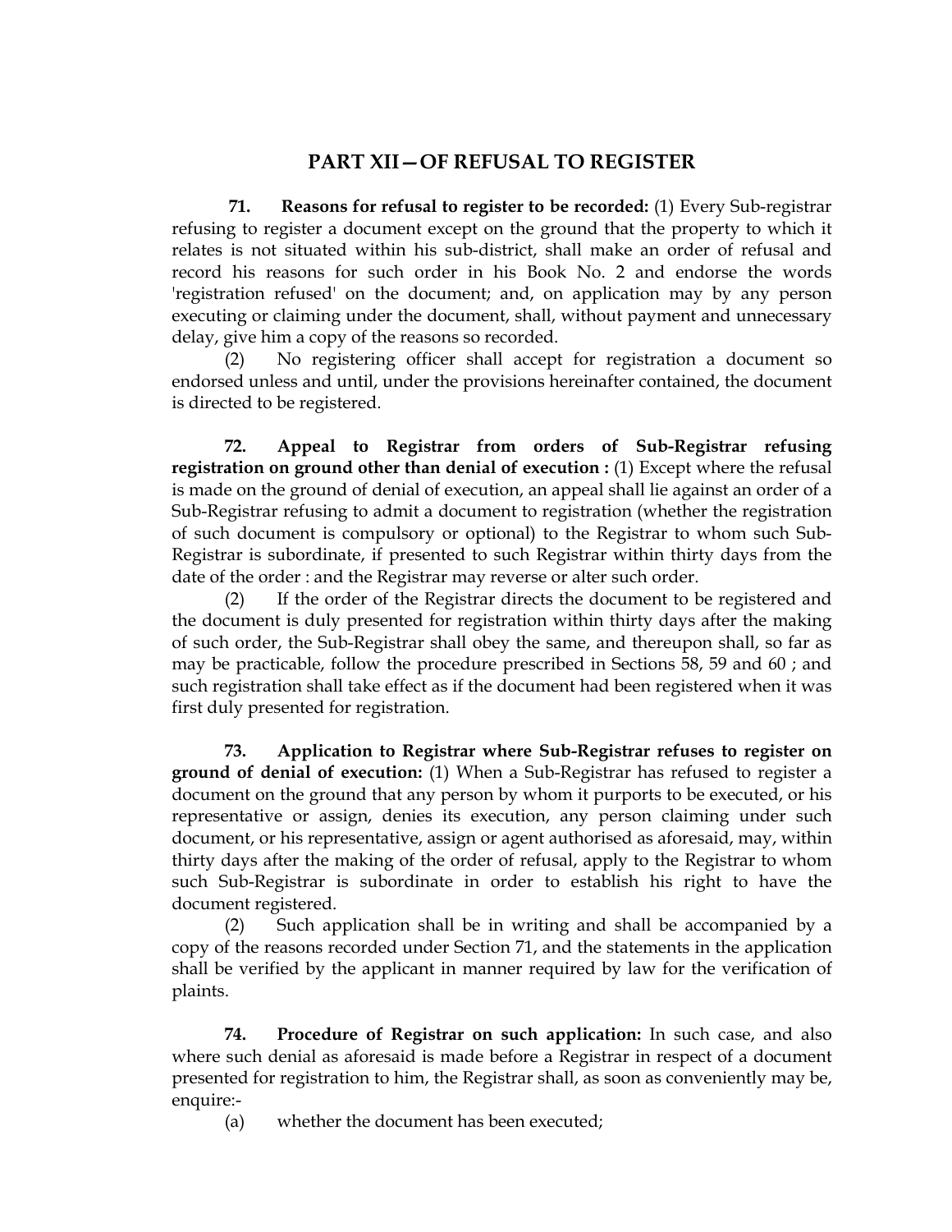## PART XII—OF REFUSAL TO REGISTER

**71. Reasons for refusal to register to be recorded:** (1) Every Sub-registrar refusing to register a document except on the ground that the property to which it relates is not situated within his sub-district, shall make an order of refusal and record his reasons for such order in his Book No. 2 and endorse the words 'registration refused' on the document; and, on application may by any person executing or claiming under the document, shall, without payment and unnecessary delay, give him a copy of the reasons so recorded.

(2) No registering officer shall accept for registration a document so endorsed unless and until, under the provisions hereinafter contained, the document is directed to be registered.

**72. Appeal to Registrar from orders of Sub-Registrar refusing registration on ground other than denial of execution :** (1) Except where the refusal is made on the ground of denial of execution, an appeal shall lie against an order of a Sub-Registrar refusing to admit a document to registration (whether the registration of such document is compulsory or optional) to the Registrar to whom such Sub-Registrar is subordinate, if presented to such Registrar within thirty days from the date of the order : and the Registrar may reverse or alter such order.

(2) If the order of the Registrar directs the document to be registered and the document is duly presented for registration within thirty days after the making of such order, the Sub-Registrar shall obey the same, and thereupon shall, so far as may be practicable, follow the procedure prescribed in Sections 58, 59 and 60 ; and such registration shall take effect as if the document had been registered when it was first duly presented for registration.

**73. Application to Registrar where Sub-Registrar refuses to register on ground of denial of execution:** (1) When a Sub-Registrar has refused to register a document on the ground that any person by whom it purports to be executed, or his representative or assign, denies its execution, any person claiming under such document, or his representative, assign or agent authorised as aforesaid, may, within thirty days after the making of the order of refusal, apply to the Registrar to whom such Sub-Registrar is subordinate in order to establish his right to have the document registered.

(2) Such application shall be in writing and shall be accompanied by a copy of the reasons recorded under Section 71, and the statements in the application shall be verified by the applicant in manner required by law for the verification of plaints.

**74. Procedure of Registrar on such application:** In such case, and also where such denial as aforesaid is made before a Registrar in respect of a document presented for registration to him, the Registrar shall, as soon as conveniently may be, enquire:-

(a) whether the document has been executed;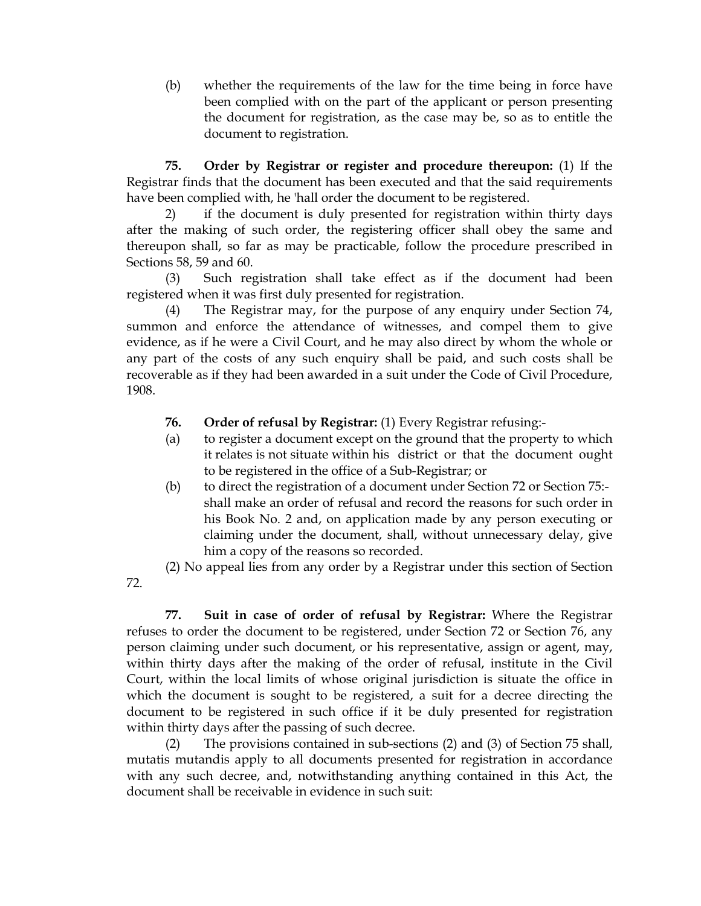(b) whether the requirements of the law for the time being in force have been complied with on the part of the applicant or person presenting the document for registration, as the case may be, so as to entitle the document to registration.

**75. Order by Registrar or register and procedure thereupon:** (1) If the Registrar finds that the document has been executed and that the said requirements have been complied with, he 'hall order the document to be registered.

2) if the document is duly presented for registration within thirty days after the making of such order, the registering officer shall obey the same and thereupon shall, so far as may be practicable, follow the procedure prescribed in Sections 58, 59 and 60.

(3) Such registration shall take effect as if the document had been registered when it was first duly presented for registration.

(4) The Registrar may, for the purpose of any enquiry under Section 74, summon and enforce the attendance of witnesses, and compel them to give evidence, as if he were a Civil Court, and he may also direct by whom the whole or any part of the costs of any such enquiry shall be paid, and such costs shall be recoverable as if they had been awarded in a suit under the Code of Civil Procedure, 1908.

**76. Order of refusal by Registrar:** (1) Every Registrar refusing:-

(a) to register a document except on the ground that the property to which it relates is not situate within his district or that the document ought to be registered in the office of a Sub-Registrar; or

(b) to direct the registration of a document under Section 72 or Section 75:- shall make an order of refusal and record the reasons for such order in his Book No. 2 and, on application made by any person executing or claiming under the document, shall, without unnecessary delay, give him a copy of the reasons so recorded.

(2) No appeal lies from any order by a Registrar under this section of Section 72.

**77. Suit in case of order of refusal by Registrar:** Where the Registrar refuses to order the document to be registered, under Section 72 or Section 76, any person claiming under such document, or his representative, assign or agent, may, within thirty days after the making of the order of refusal, institute in the Civil Court, within the local limits of whose original jurisdiction is situate the office in which the document is sought to be registered, a suit for a decree directing the document to be registered in such office if it be duly presented for registration within thirty days after the passing of such decree.

(2) The provisions contained in sub-sections (2) and (3) of Section 75 shall, mutatis mutandis apply to all documents presented for registration in accordance with any such decree, and, notwithstanding anything contained in this Act, the document shall be receivable in evidence in such suit: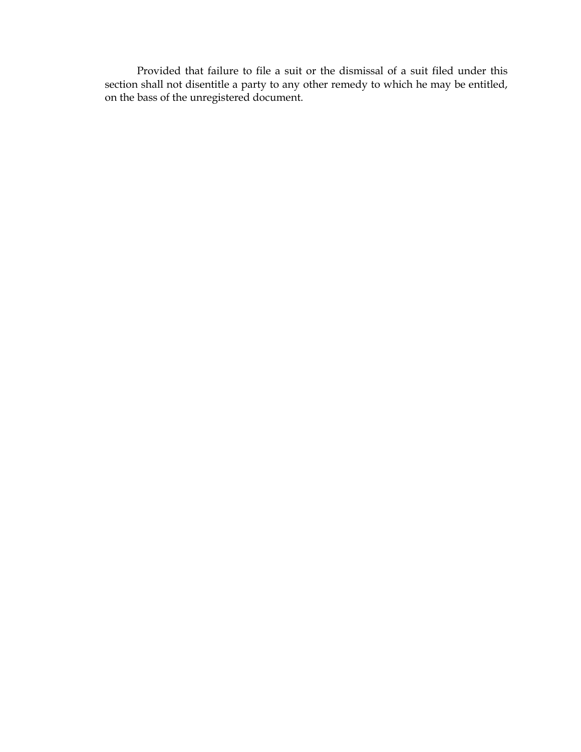Provided that failure to file a suit or the dismissal of a suit filed under this section shall not disentitle a party to any other remedy to which he may be entitled, on the bass of the unregistered document.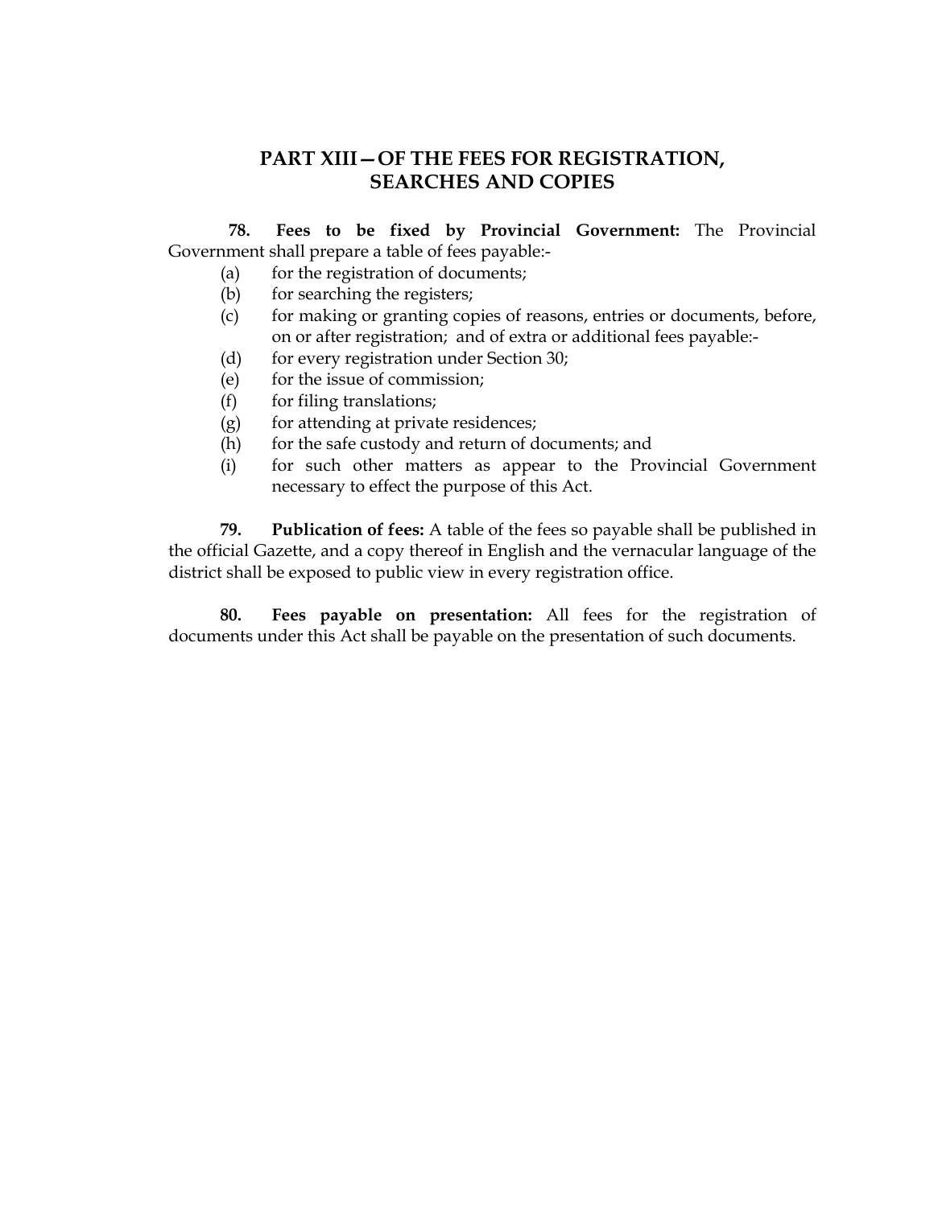## PART XIII—OF THE FEES FOR REGISTRATION, SEARCHES AND COPIES

**78. Fees to be fixed by Provincial Government:** The Provincial Government shall prepare a table of fees payable:-

(a) for the registration of documents;

(b) for searching the registers;

(c) for making or granting copies of reasons, entries or documents, before, on or after registration; and of extra or additional fees payable:-

(d) for every registration under Section 30;

(e) for the issue of commission;

(f) for filing translations;

(g) for attending at private residences;

(h) for the safe custody and return of documents; and

(i) for such other matters as appear to the Provincial Government necessary to effect the purpose of this Act.

**79. Publication of fees:** A table of the fees so payable shall be published in the official Gazette, and a copy thereof in English and the vernacular language of the district shall be exposed to public view in every registration office.

**80. Fees payable on presentation:** All fees for the registration of documents under this Act shall be payable on the presentation of such documents.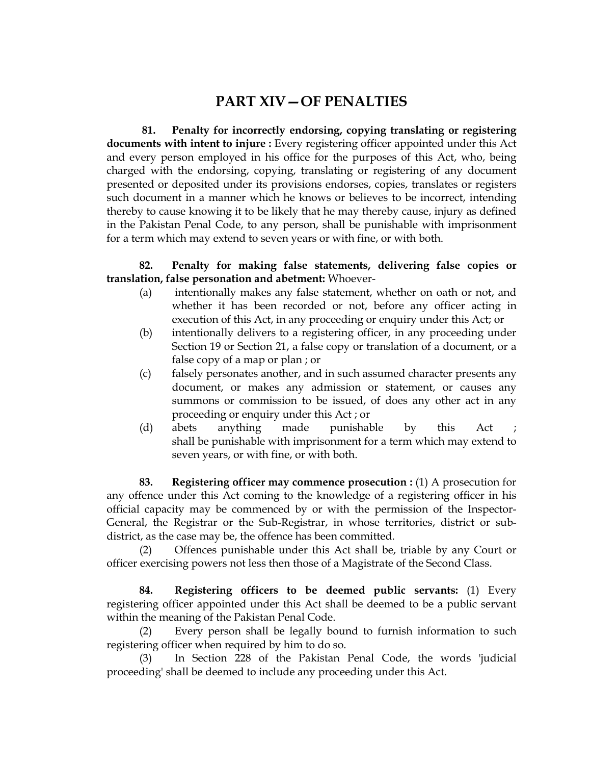# PART XIV—OF PENALTIES

**81. Penalty for incorrectly endorsing, copying translating or registering documents with intent to injure :** Every registering officer appointed under this Act and every person employed in his office for the purposes of this Act, who, being charged with the endorsing, copying, translating or registering of any document presented or deposited under its provisions endorses, copies, translates or registers such document in a manner which he knows or believes to be incorrect, intending thereby to cause knowing it to be likely that he may thereby cause, injury as defined in the Pakistan Penal Code, to any person, shall be punishable with imprisonment for a term which may extend to seven years or with fine, or with both.

**82. Penalty for making false statements, delivering false copies or translation, false personation and abetment:** Whoever-

(a) intentionally makes any false statement, whether on oath or not, and whether it has been recorded or not, before any officer acting in execution of this Act, in any proceeding or enquiry under this Act; or

(b) intentionally delivers to a registering officer, in any proceeding under Section 19 or Section 21, a false copy or translation of a document, or a false copy of a map or plan ; or

(c) falsely personates another, and in such assumed character presents any document, or makes any admission or statement, or causes any summons or commission to be issued, of does any other act in any proceeding or enquiry under this Act ; or

(d) abets anything made punishable by this Act ;
shall be punishable with imprisonment for a term which may extend to seven years, or with fine, or with both.

**83. Registering officer may commence prosecution :** (1) A prosecution for any offence under this Act coming to the knowledge of a registering officer in his official capacity may be commenced by or with the permission of the Inspector-General, the Registrar or the Sub-Registrar, in whose territories, district or sub-district, as the case may be, the offence has been committed.

(2) Offences punishable under this Act shall be, triable by any Court or officer exercising powers not less then those of a Magistrate of the Second Class.

**84. Registering officers to be deemed public servants:** (1) Every registering officer appointed under this Act shall be deemed to be a public servant within the meaning of the Pakistan Penal Code.

(2) Every person shall be legally bound to furnish information to such registering officer when required by him to do so.

(3) In Section 228 of the Pakistan Penal Code, the words 'judicial proceeding' shall be deemed to include any proceeding under this Act.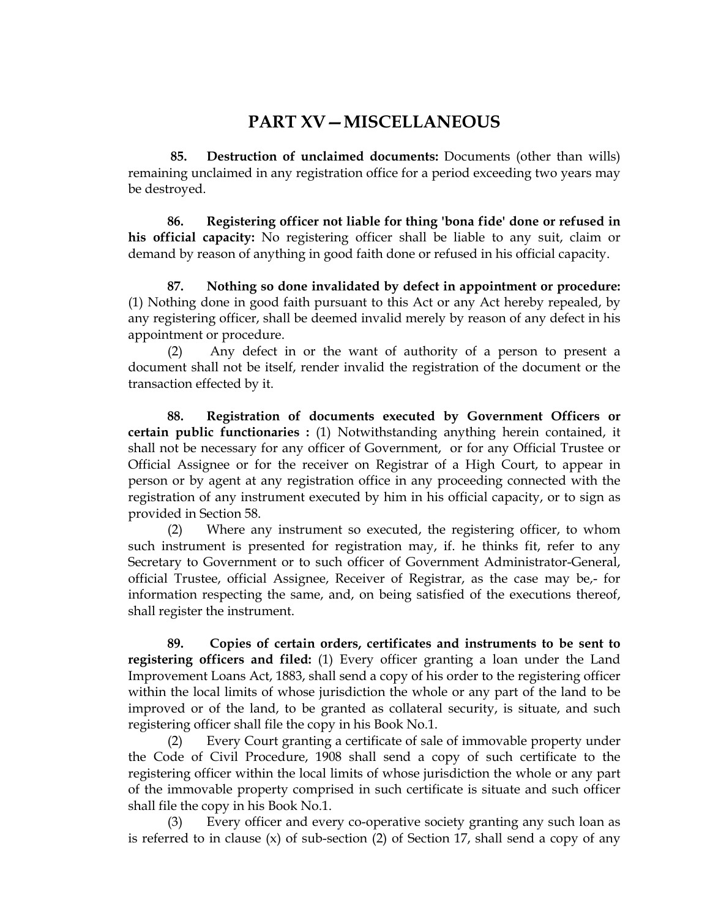# PART XV—MISCELLANEOUS

**85. Destruction of unclaimed documents:** Documents (other than wills) remaining unclaimed in any registration office for a period exceeding two years may be destroyed.

**86. Registering officer not liable for thing 'bona fide' done or refused in his official capacity:** No registering officer shall be liable to any suit, claim or demand by reason of anything in good faith done or refused in his official capacity.

**87. Nothing so done invalidated by defect in appointment or procedure:** (1) Nothing done in good faith pursuant to this Act or any Act hereby repealed, by any registering officer, shall be deemed invalid merely by reason of any defect in his appointment or procedure.

(2) Any defect in or the want of authority of a person to present a document shall not be itself, render invalid the registration of the document or the transaction effected by it.

**88. Registration of documents executed by Government Officers or certain public functionaries :** (1) Notwithstanding anything herein contained, it shall not be necessary for any officer of Government, or for any Official Trustee or Official Assignee or for the receiver on Registrar of a High Court, to appear in person or by agent at any registration office in any proceeding connected with the registration of any instrument executed by him in his official capacity, or to sign as provided in Section 58.

(2) Where any instrument so executed, the registering officer, to whom such instrument is presented for registration may, if. he thinks fit, refer to any Secretary to Government or to such officer of Government Administrator-General, official Trustee, official Assignee, Receiver of Registrar, as the case may be,- for information respecting the same, and, on being satisfied of the executions thereof, shall register the instrument.

**89. Copies of certain orders, certificates and instruments to be sent to registering officers and filed:** (1) Every officer granting a loan under the Land Improvement Loans Act, 1883, shall send a copy of his order to the registering officer within the local limits of whose jurisdiction the whole or any part of the land to be improved or of the land, to be granted as collateral security, is situate, and such registering officer shall file the copy in his Book No.1.

(2) Every Court granting a certificate of sale of immovable property under the Code of Civil Procedure, 1908 shall send a copy of such certificate to the registering officer within the local limits of whose jurisdiction the whole or any part of the immovable property comprised in such certificate is situate and such officer shall file the copy in his Book No.1.

(3) Every officer and every co-operative society granting any such loan as is referred to in clause (x) of sub-section (2) of Section 17, shall send a copy of any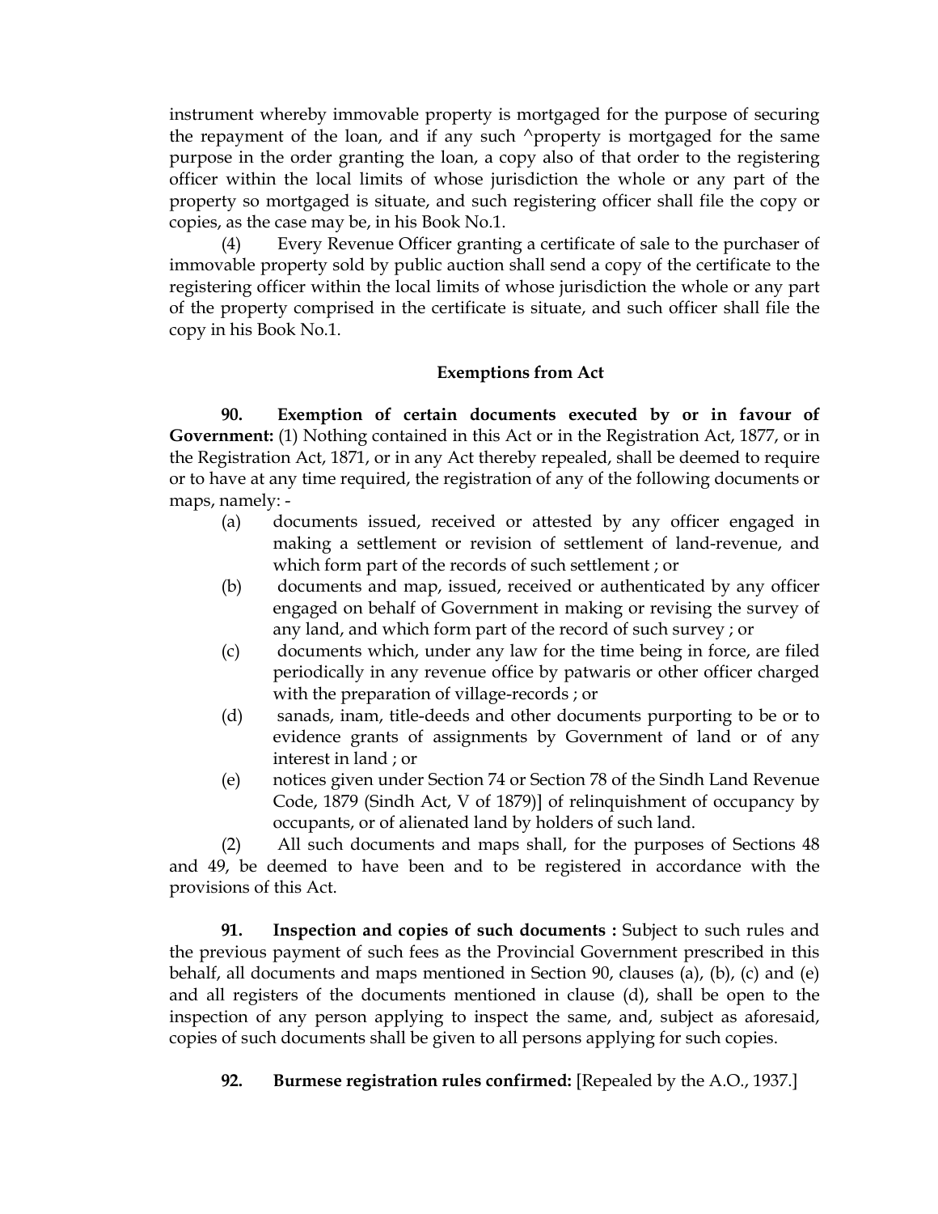instrument whereby immovable property is mortgaged for the purpose of securing the repayment of the loan, and if any such ^property is mortgaged for the same purpose in the order granting the loan, a copy also of that order to the registering officer within the local limits of whose jurisdiction the whole or any part of the property so mortgaged is situate, and such registering officer shall file the copy or copies, as the case may be, in his Book No.1.

(4) Every Revenue Officer granting a certificate of sale to the purchaser of immovable property sold by public auction shall send a copy of the certificate to the registering officer within the local limits of whose jurisdiction the whole or any part of the property comprised in the certificate is situate, and such officer shall file the copy in his Book No.1.

### Exemptions from Act

**90. Exemption of certain documents executed by or in favour of Government:** (1) Nothing contained in this Act or in the Registration Act, 1877, or in the Registration Act, 1871, or in any Act thereby repealed, shall be deemed to require or to have at any time required, the registration of any of the following documents or maps, namely: -

(a) documents issued, received or attested by any officer engaged in making a settlement or revision of settlement of land-revenue, and which form part of the records of such settlement ; or

(b) documents and map, issued, received or authenticated by any officer engaged on behalf of Government in making or revising the survey of any land, and which form part of the record of such survey ; or

(c) documents which, under any law for the time being in force, are filed periodically in any revenue office by patwaris or other officer charged with the preparation of village-records ; or

(d) sanads, inam, title-deeds and other documents purporting to be or to evidence grants of assignments by Government of land or of any interest in land ; or

(e) notices given under Section 74 or Section 78 of the Sindh Land Revenue Code, 1879 (Sindh Act, V of 1879)] of relinquishment of occupancy by occupants, or of alienated land by holders of such land.

(2) All such documents and maps shall, for the purposes of Sections 48 and 49, be deemed to have been and to be registered in accordance with the provisions of this Act.

**91. Inspection and copies of such documents :** Subject to such rules and the previous payment of such fees as the Provincial Government prescribed in this behalf, all documents and maps mentioned in Section 90, clauses (a), (b), (c) and (e) and all registers of the documents mentioned in clause (d), shall be open to the inspection of any person applying to inspect the same, and, subject as aforesaid, copies of such documents shall be given to all persons applying for such copies.

**92. Burmese registration rules confirmed:** [Repealed by the A.O., 1937.]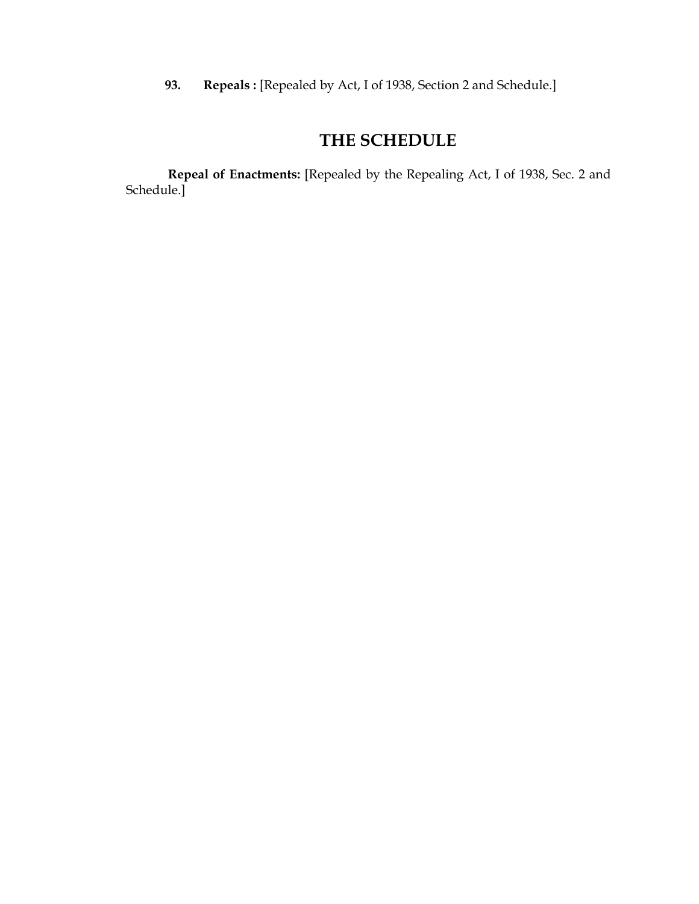**93. Repeals :** [Repealed by Act, I of 1938, Section 2 and Schedule.]

## THE SCHEDULE

**Repeal of Enactments:** [Repealed by the Repealing Act, I of 1938, Sec. 2 and Schedule.]